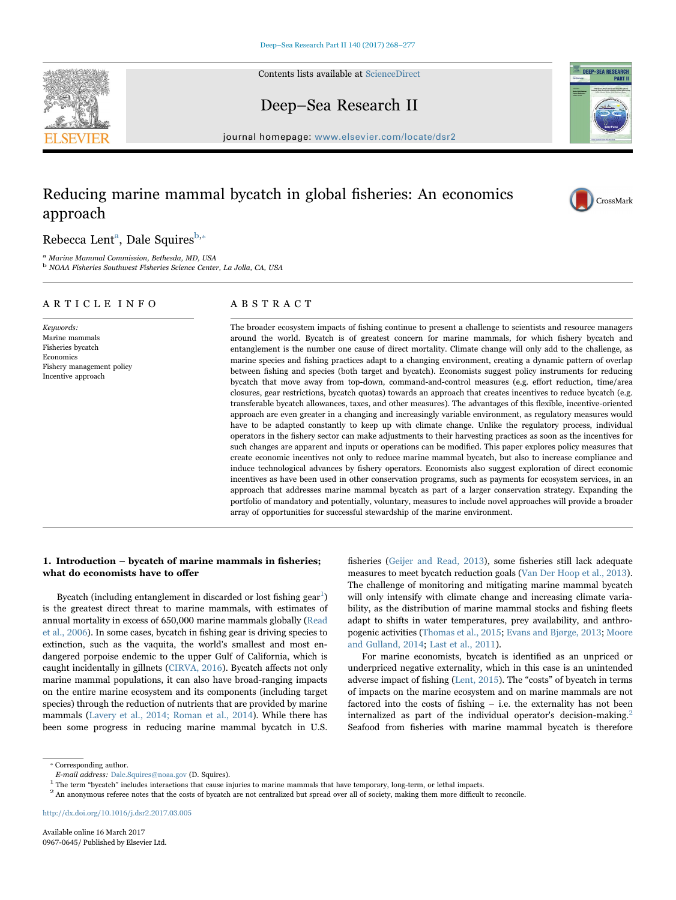# Reducing marine mammal bycatch in global fisheries: An economics approach

Rebecca Lent[a], Dale Squires[b,*]

[a] Marine Mammal Commission, Bethesda, MD, USA

[b] NOAA Fisheries Southwest Fisheries Science Center, La Jolla, CA, USA

## ARTICLE INFO

*Keywords:*
Marine mammals
Fisheries bycatch
Economics
Fishery management policy
Incentive approach

## ABSTRACT

The broader ecosystem impacts of fishing continue to present a challenge to scientists and resource managers around the world. Bycatch is of greatest concern for marine mammals, for which fishery bycatch and entanglement is the number one cause of direct mortality. Climate change will only add to the challenge, as marine species and fishing practices adapt to a changing environment, creating a dynamic pattern of overlap between fishing and species (both target and bycatch). Economists suggest policy instruments for reducing bycatch that move away from top-down, command-and-control measures (e.g. effort reduction, time/area closures, gear restrictions, bycatch quotas) towards an approach that creates incentives to reduce bycatch (e.g. transferable bycatch allowances, taxes, and other measures). The advantages of this flexible, incentive-oriented approach are even greater in a changing and increasingly variable environment, as regulatory measures would have to be adapted constantly to keep up with climate change. Unlike the regulatory process, individual operators in the fishery sector can make adjustments to their harvesting practices as soon as the incentives for such changes are apparent and inputs or operations can be modified. This paper explores policy measures that create economic incentives not only to reduce marine mammal bycatch, but also to increase compliance and induce technological advances by fishery operators. Economists also suggest exploration of direct economic incentives as have been used in other conservation programs, such as payments for ecosystem services, in an approach that addresses marine mammal bycatch as part of a larger conservation strategy. Expanding the portfolio of mandatory and potentially, voluntary, measures to include novel approaches will provide a broader array of opportunities for successful stewardship of the marine environment.

## 1. Introduction – bycatch of marine mammals in fisheries; what do economists have to offer

Bycatch (including entanglement in discarded or lost fishing gear[1]) is the greatest direct threat to marine mammals, with estimates of annual mortality in excess of 650,000 marine mammals globally (Read et al., 2006). In some cases, bycatch in fishing gear is driving species to extinction, such as the vaquita, the world's smallest and most endangered porpoise endemic to the upper Gulf of California, which is caught incidentally in gillnets (CIRVA, 2016). Bycatch affects not only marine mammal populations, it can also have broad-ranging impacts on the entire marine ecosystem and its components (including target species) through the reduction of nutrients that are provided by marine mammals (Lavery et al., 2014; Roman et al., 2014). While there has been some progress in reducing marine mammal bycatch in U.S. fisheries (Geijer and Read, 2013), some fisheries still lack adequate measures to meet bycatch reduction goals (Van Der Hoop et al., 2013). The challenge of monitoring and mitigating marine mammal bycatch will only intensify with climate change and increasing climate variability, as the distribution of marine mammal stocks and fishing fleets adapt to shifts in water temperatures, prey availability, and anthropogenic activities (Thomas et al., 2015; Evans and Bjørge, 2013; Moore and Gulland, 2014; Last et al., 2011).

For marine economists, bycatch is identified as an unpriced or underpriced negative externality, which in this case is an unintended adverse impact of fishing (Lent, 2015). The "costs" of bycatch in terms of impacts on the marine ecosystem and on marine mammals are not factored into the costs of fishing – i.e. the externality has not been internalized as part of the individual operator's decision-making.[2] Seafood from fisheries with marine mammal bycatch is therefore

---

* Corresponding author.
*E-mail address:* Dale.Squires@noaa.gov (D. Squires).

[1] The term "bycatch" includes interactions that cause injuries to marine mammals that have temporary, long-term, or lethal impacts.

[2] An anonymous referee notes that the costs of bycatch are not centralized but spread over all of society, making them more difficult to reconcile.

http://dx.doi.org/10.1016/j.dsr2.2017.03.005

Available online 16 March 2017
0967-0645/ Published by Elsevier Ltd.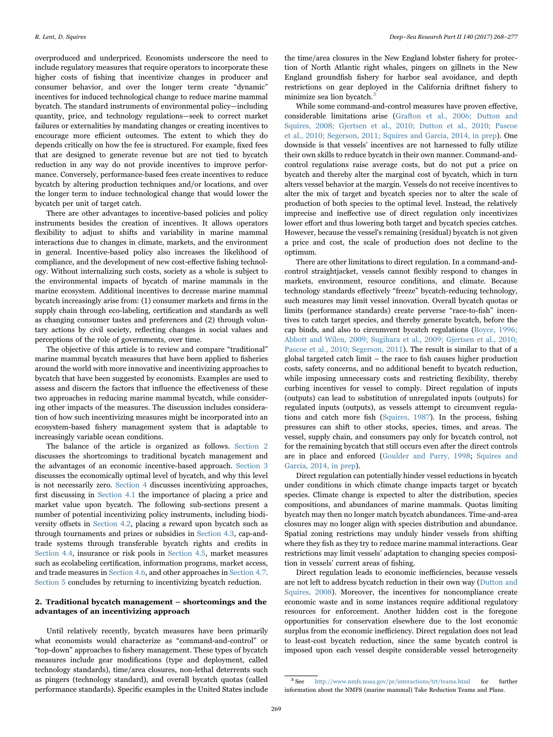overproduced and underpriced. Economists underscore the need to include regulatory measures that require operators to incorporate these higher costs of fishing that incentivize changes in producer and consumer behavior, and over the longer term create "dynamic" incentives for induced technological change to reduce marine mammal bycatch. The standard instruments of environmental policy—including quantity, price, and technology regulations—seek to correct market failures or externalities by mandating changes or creating incentives to encourage more efficient outcomes. The extent to which they do depends critically on how the fee is structured. For example, fixed fees that are designed to generate revenue but are not tied to bycatch reduction in any way do not provide incentives to improve performance. Conversely, performance-based fees create incentives to reduce bycatch by altering production techniques and/or locations, and over the longer term to induce technological change that would lower the bycatch per unit of target catch.

There are other advantages to incentive-based policies and policy instruments besides the creation of incentives. It allows operators flexibility to adjust to shifts and variability in marine mammal interactions due to changes in climate, markets, and the environment in general. Incentive-based policy also increases the likelihood of compliance, and the development of new cost-effective fishing technology. Without internalizing such costs, society as a whole is subject to the environmental impacts of bycatch of marine mammals in the marine ecosystem. Additional incentives to decrease marine mammal bycatch increasingly arise from: (1) consumer markets and firms in the supply chain through eco-labeling, certification and standards as well as changing consumer tastes and preferences and (2) through voluntary actions by civil society, reflecting changes in social values and perceptions of the role of governments, over time.

The objective of this article is to review and compare "traditional" marine mammal bycatch measures that have been applied to fisheries around the world with more innovative and incentivizing approaches to bycatch that have been suggested by economists. Examples are used to assess and discern the factors that influence the effectiveness of these two approaches in reducing marine mammal bycatch, while considering other impacts of the measures. The discussion includes consideration of how such incentivizing measures might be incorporated into an ecosystem-based fishery management system that is adaptable to increasingly variable ocean conditions.

The balance of the article is organized as follows. Section 2 discusses the shortcomings to traditional bycatch management and the advantages of an economic incentive-based approach. Section 3 discusses the economically optimal level of bycatch, and why this level is not necessarily zero. Section 4 discusses incentivizing approaches, first discussing in Section 4.1 the importance of placing a price and market value upon bycatch. The following sub-sections present a number of potential incentivizing policy instruments, including biodiversity offsets in Section 4.2, placing a reward upon bycatch such as through tournaments and prizes or subsidies in Section 4.3, cap-and-trade systems through transferable bycatch rights and credits in Section 4.4, insurance or risk pools in Section 4.5, market measures such as ecolabeling certification, information programs, market access, and trade measures in Section 4.6, and other approaches in Section 4.7. Section 5 concludes by returning to incentivizing bycatch reduction.

## 2. Traditional bycatch management – shortcomings and the advantages of an incentivizing approach

Until relatively recently, bycatch measures have been primarily what economists would characterize as "command-and-control" or "top-down" approaches to fishery management. These types of bycatch measures include gear modifications (type and deployment, called technology standards), time/area closures, non-lethal deterrents such as pingers (technology standard), and overall bycatch quotas (called performance standards). Specific examples in the United States include the time/area closures in the New England lobster fishery for protection of North Atlantic right whales, pingers on gillnets in the New England groundfish fishery for harbor seal avoidance, and depth restrictions on gear deployed in the California driftnet fishery to minimize sea lion bycatch.[3]

While some command-and-control measures have proven effective, considerable limitations arise (Grafton et al., 2006; Dutton and Squires, 2008; Gjertsen et al., 2010; Dutton et al., 2010; Pascoe et al., 2010; Segerson, 2011; Squires and Garcia, 2014, in prep). One downside is that vessels' incentives are not harnessed to fully utilize their own skills to reduce bycatch in their own manner. Command-and-control regulations raise average costs, but do not put a price on bycatch and thereby alter the marginal cost of bycatch, which in turn alters vessel behavior at the margin. Vessels do not receive incentives to alter the mix of target and bycatch species nor to alter the scale of production of both species to the optimal level. Instead, the relatively imprecise and ineffective use of direct regulation only incentivizes lower effort and thus lowering both target and bycatch species catches. However, because the vessel's remaining (residual) bycatch is not given a price and cost, the scale of production does not decline to the optimum.

There are other limitations to direct regulation. In a command-and-control straightjacket, vessels cannot flexibly respond to changes in markets, environment, resource conditions, and climate. Because technology standards effectively "freeze" bycatch-reducing technology, such measures may limit vessel innovation. Overall bycatch quotas or limits (performance standards) create perverse "race-to-fish" incentives to catch target species, and thereby generate bycatch, before the cap binds, and also to circumvent bycatch regulations (Boyce, 1996; Abbott and Wilen, 2009; Sugihara et al., 2009; Gjertsen et al., 2010; Pascoe et al., 2010; Segerson, 2011). The result is similar to that of a global targeted catch limit – the race to fish causes higher production costs, safety concerns, and no additional benefit to bycatch reduction, while imposing unnecessary costs and restricting flexibility, thereby curbing incentives for vessel to comply. Direct regulation of inputs (outputs) can lead to substitution of unregulated inputs (outputs) for regulated inputs (outputs), as vessels attempt to circumvent regulations and catch more fish (Squires, 1987). In the process, fishing pressures can shift to other stocks, species, times, and areas. The vessel, supply chain, and consumers pay only for bycatch control, not for the remaining bycatch that still occurs even after the direct controls are in place and enforced (Goulder and Parry, 1998; Squires and Garcia, 2014, in prep).

Direct regulation can potentially hinder vessel reductions in bycatch under conditions in which climate change impacts target or bycatch species. Climate change is expected to alter the distribution, species compositions, and abundances of marine mammals. Quotas limiting bycatch may no longer match bycatch abundances. Time-and-area closures may no longer align with species distribution and abundance. Spatial zoning restrictions may unduly hinder vessels from shifting where they fish as they try to reduce marine mammal interactions. Gear restrictions may limit vessels' adaptation to changing species composition in vessels' current areas of fishing.

Direct regulation leads to economic inefficiencies, because vessels are not left to address bycatch reduction in their own way (Dutton and Squires, 2008). Moreover, the incentives for noncompliance create economic waste and in some instances require additional regulatory resources for enforcement. Another hidden cost is the foregone opportunities for conservation elsewhere due to the lost economic surplus from the economic inefficiency. Direct regulation does not lead to least-cost bycatch reduction, since the same bycatch control is imposed upon each vessel despite considerable vessel heterogeneity

[3] See http://www.nmfs.noaa.gov/pr/interactions/trt/teams.html for further information about the NMFS (marine mammal) Take Reduction Teams and Plans.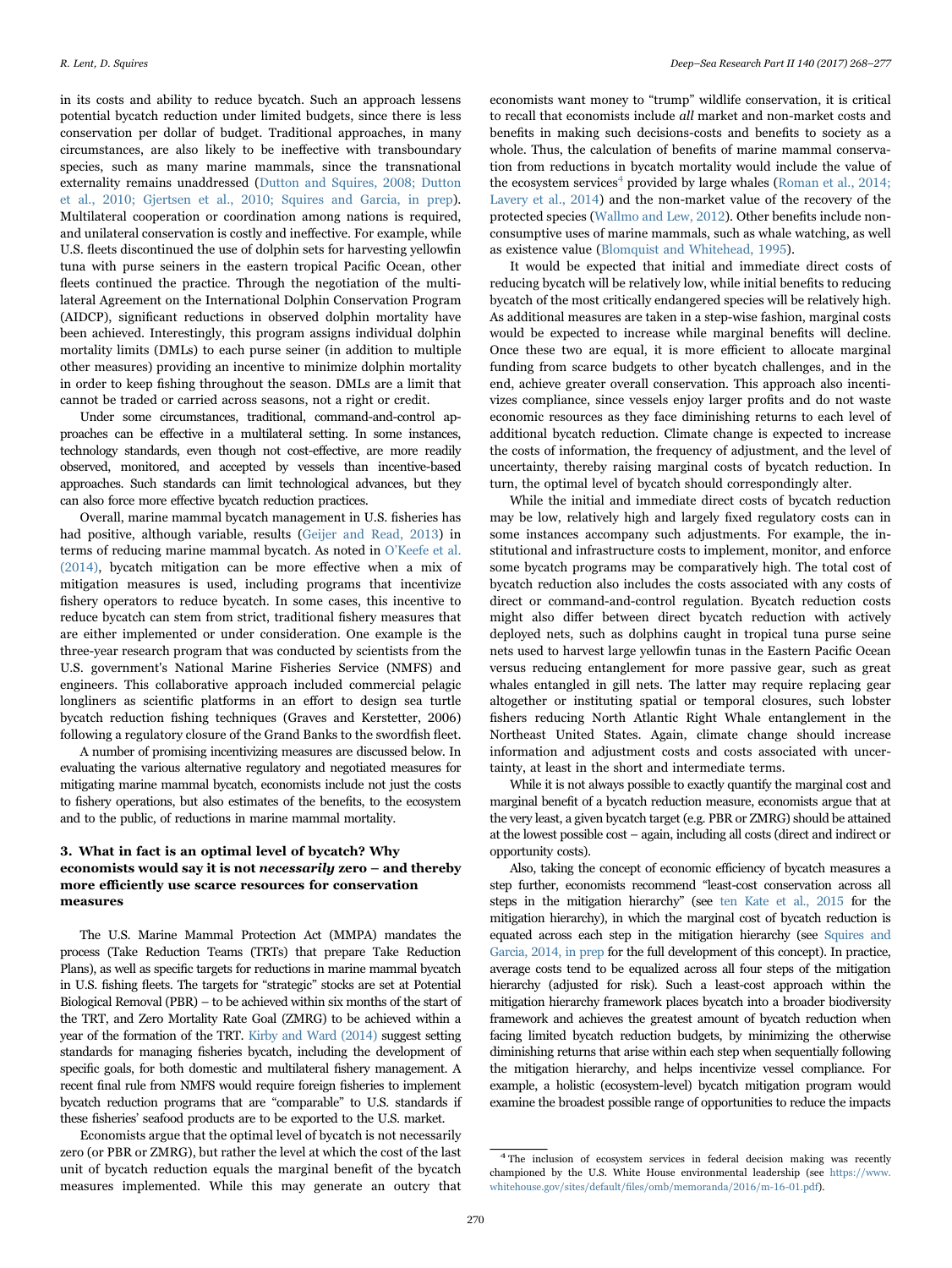in its costs and ability to reduce bycatch. Such an approach lessens potential bycatch reduction under limited budgets, since there is less conservation per dollar of budget. Traditional approaches, in many circumstances, are also likely to be ineffective with transboundary species, such as many marine mammals, since the transnational externality remains unaddressed (Dutton and Squires, 2008; Dutton et al., 2010; Gjertsen et al., 2010; Squires and Garcia, in prep). Multilateral cooperation or coordination among nations is required, and unilateral conservation is costly and ineffective. For example, while U.S. fleets discontinued the use of dolphin sets for harvesting yellowfin tuna with purse seiners in the eastern tropical Pacific Ocean, other fleets continued the practice. Through the negotiation of the multilateral Agreement on the International Dolphin Conservation Program (AIDCP), significant reductions in observed dolphin mortality have been achieved. Interestingly, this program assigns individual dolphin mortality limits (DMLs) to each purse seiner (in addition to multiple other measures) providing an incentive to minimize dolphin mortality in order to keep fishing throughout the season. DMLs are a limit that cannot be traded or carried across seasons, not a right or credit.

Under some circumstances, traditional, command-and-control approaches can be effective in a multilateral setting. In some instances, technology standards, even though not cost-effective, are more readily observed, monitored, and accepted by vessels than incentive-based approaches. Such standards can limit technological advances, but they can also force more effective bycatch reduction practices.

Overall, marine mammal bycatch management in U.S. fisheries has had positive, although variable, results (Geijer and Read, 2013) in terms of reducing marine mammal bycatch. As noted in O'Keefe et al. (2014), bycatch mitigation can be more effective when a mix of mitigation measures is used, including programs that incentivize fishery operators to reduce bycatch. In some cases, this incentive to reduce bycatch can stem from strict, traditional fishery measures that are either implemented or under consideration. One example is the three-year research program that was conducted by scientists from the U.S. government's National Marine Fisheries Service (NMFS) and engineers. This collaborative approach included commercial pelagic longliners as scientific platforms in an effort to design sea turtle bycatch reduction fishing techniques (Graves and Kerstetter, 2006) following a regulatory closure of the Grand Banks to the swordfish fleet.

A number of promising incentivizing measures are discussed below. In evaluating the various alternative regulatory and negotiated measures for mitigating marine mammal bycatch, economists include not just the costs to fishery operations, but also estimates of the benefits, to the ecosystem and to the public, of reductions in marine mammal mortality.

## 3. What in fact is an optimal level of bycatch? Why economists would say it is not *necessarily* zero – and thereby more efficiently use scarce resources for conservation measures

The U.S. Marine Mammal Protection Act (MMPA) mandates the process (Take Reduction Teams (TRTs) that prepare Take Reduction Plans), as well as specific targets for reductions in marine mammal bycatch in U.S. fishing fleets. The targets for "strategic" stocks are set at Potential Biological Removal (PBR) – to be achieved within six months of the start of the TRT, and Zero Mortality Rate Goal (ZMRG) to be achieved within a year of the formation of the TRT. Kirby and Ward (2014) suggest setting standards for managing fisheries bycatch, including the development of specific goals, for both domestic and multilateral fishery management. A recent final rule from NMFS would require foreign fisheries to implement bycatch reduction programs that are "comparable" to U.S. standards if these fisheries' seafood products are to be exported to the U.S. market.

Economists argue that the optimal level of bycatch is not necessarily zero (or PBR or ZMRG), but rather the level at which the cost of the last unit of bycatch reduction equals the marginal benefit of the bycatch measures implemented. While this may generate an outcry that economists want money to "trump" wildlife conservation, it is critical to recall that economists include *all* market and non-market costs and benefits in making such decisions-costs and benefits to society as a whole. Thus, the calculation of benefits of marine mammal conservation from reductions in bycatch mortality would include the value of the ecosystem services[4] provided by large whales (Roman et al., 2014; Lavery et al., 2014) and the non-market value of the recovery of the protected species (Wallmo and Lew, 2012). Other benefits include non-consumptive uses of marine mammals, such as whale watching, as well as existence value (Blomquist and Whitehead, 1995).

It would be expected that initial and immediate direct costs of reducing bycatch will be relatively low, while initial benefits to reducing bycatch of the most critically endangered species will be relatively high. As additional measures are taken in a step-wise fashion, marginal costs would be expected to increase while marginal benefits will decline. Once these two are equal, it is more efficient to allocate marginal funding from scarce budgets to other bycatch challenges, and in the end, achieve greater overall conservation. This approach also incentivizes compliance, since vessels enjoy larger profits and do not waste economic resources as they face diminishing returns to each level of additional bycatch reduction. Climate change is expected to increase the costs of information, the frequency of adjustment, and the level of uncertainty, thereby raising marginal costs of bycatch reduction. In turn, the optimal level of bycatch should correspondingly alter.

While the initial and immediate direct costs of bycatch reduction may be low, relatively high and largely fixed regulatory costs can in some instances accompany such adjustments. For example, the institutional and infrastructure costs to implement, monitor, and enforce some bycatch programs may be comparatively high. The total cost of bycatch reduction also includes the costs associated with any costs of direct or command-and-control regulation. Bycatch reduction costs might also differ between direct bycatch reduction with actively deployed nets, such as dolphins caught in tropical tuna purse seine nets used to harvest large yellowfin tunas in the Eastern Pacific Ocean versus reducing entanglement for more passive gear, such as great whales entangled in gill nets. The latter may require replacing gear altogether or instituting spatial or temporal closures, such lobster fishers reducing North Atlantic Right Whale entanglement in the Northeast United States. Again, climate change should increase information and adjustment costs and costs associated with uncertainty, at least in the short and intermediate terms.

While it is not always possible to exactly quantify the marginal cost and marginal benefit of a bycatch reduction measure, economists argue that at the very least, a given bycatch target (e.g. PBR or ZMRG) should be attained at the lowest possible cost – again, including all costs (direct and indirect or opportunity costs).

Also, taking the concept of economic efficiency of bycatch measures a step further, economists recommend "least-cost conservation across all steps in the mitigation hierarchy" (see ten Kate et al., 2015 for the mitigation hierarchy), in which the marginal cost of bycatch reduction is equated across each step in the mitigation hierarchy (see Squires and Garcia, 2014, in prep for the full development of this concept). In practice, average costs tend to be equalized across all four steps of the mitigation hierarchy (adjusted for risk). Such a least-cost approach within the mitigation hierarchy framework places bycatch into a broader biodiversity framework and achieves the greatest amount of bycatch reduction when facing limited bycatch reduction budgets, by minimizing the otherwise diminishing returns that arise within each step when sequentially following the mitigation hierarchy, and helps incentivize vessel compliance. For example, a holistic (ecosystem-level) bycatch mitigation program would examine the broadest possible range of opportunities to reduce the impacts

[4] The inclusion of ecosystem services in federal decision making was recently championed by the U.S. White House environmental leadership (see https://www.whitehouse.gov/sites/default/files/omb/memoranda/2016/m-16-01.pdf).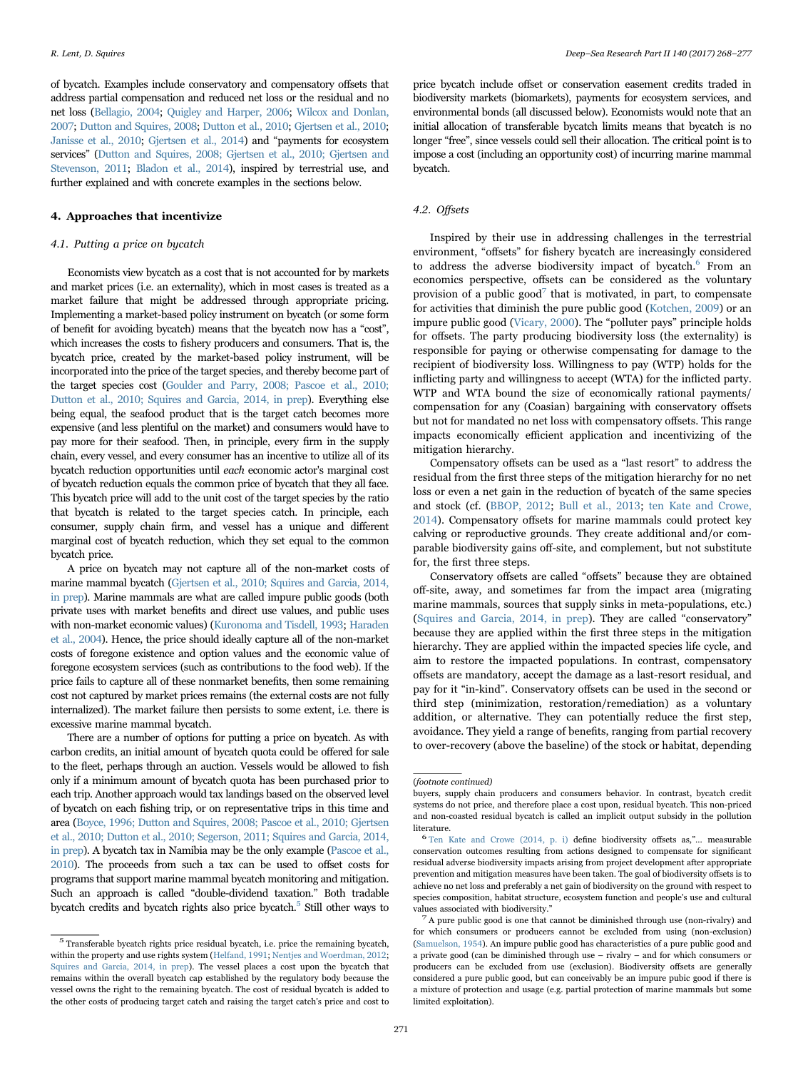of bycatch. Examples include conservatory and compensatory offsets that address partial compensation and reduced net loss or the residual and no net loss (Bellagio, 2004; Quigley and Harper, 2006; Wilcox and Donlan, 2007; Dutton and Squires, 2008; Dutton et al., 2010; Gjertsen et al., 2010; Janisse et al., 2010; Gjertsen et al., 2014) and "payments for ecosystem services" (Dutton and Squires, 2008; Gjertsen et al., 2010; Gjertsen and Stevenson, 2011; Bladon et al., 2014), inspired by terrestrial use, and further explained and with concrete examples in the sections below.

## 4. Approaches that incentivize

### 4.1. Putting a price on bycatch

Economists view bycatch as a cost that is not accounted for by markets and market prices (i.e. an externality), which in most cases is treated as a market failure that might be addressed through appropriate pricing. Implementing a market-based policy instrument on bycatch (or some form of benefit for avoiding bycatch) means that the bycatch now has a "cost", which increases the costs to fishery producers and consumers. That is, the bycatch price, created by the market-based policy instrument, will be incorporated into the price of the target species, and thereby become part of the target species cost (Goulder and Parry, 2008; Pascoe et al., 2010; Dutton et al., 2010; Squires and Garcia, 2014, in prep). Everything else being equal, the seafood product that is the target catch becomes more expensive (and less plentiful on the market) and consumers would have to pay more for their seafood. Then, in principle, every firm in the supply chain, every vessel, and every consumer has an incentive to utilize all of its bycatch reduction opportunities until *each* economic actor's marginal cost of bycatch reduction equals the common price of bycatch that they all face. This bycatch price will add to the unit cost of the target species by the ratio that bycatch is related to the target species catch. In principle, each consumer, supply chain firm, and vessel has a unique and different marginal cost of bycatch reduction, which they set equal to the common bycatch price.

A price on bycatch may not capture all of the non-market costs of marine mammal bycatch (Gjertsen et al., 2010; Squires and Garcia, 2014, in prep). Marine mammals are what are called impure public goods (both private uses with market benefits and direct use values, and public uses with non-market economic values) (Kuronoma and Tisdell, 1993; Haraden et al., 2004). Hence, the price should ideally capture all of the non-market costs of foregone existence and option values and the economic value of foregone ecosystem services (such as contributions to the food web). If the price fails to capture all of these nonmarket benefits, then some remaining cost not captured by market prices remains (the external costs are not fully internalized). The market failure then persists to some extent, i.e. there is excessive marine mammal bycatch.

There are a number of options for putting a price on bycatch. As with carbon credits, an initial amount of bycatch quota could be offered for sale to the fleet, perhaps through an auction. Vessels would be allowed to fish only if a minimum amount of bycatch quota has been purchased prior to each trip. Another approach would tax landings based on the observed level of bycatch on each fishing trip, or on representative trips in this time and area (Boyce, 1996; Dutton and Squires, 2008; Pascoe et al., 2010; Gjertsen et al., 2010; Dutton et al., 2010; Segerson, 2011; Squires and Garcia, 2014, in prep). A bycatch tax in Namibia may be the only example (Pascoe et al., 2010). The proceeds from such a tax can be used to offset costs for programs that support marine mammal bycatch monitoring and mitigation. Such an approach is called "double-dividend taxation." Both tradable bycatch credits and bycatch rights also price bycatch.[5] Still other ways to price bycatch include offset or conservation easement credits traded in biodiversity markets (biomarkets), payments for ecosystem services, and environmental bonds (all discussed below). Economists would note that an initial allocation of transferable bycatch limits means that bycatch is no longer "free", since vessels could sell their allocation. The critical point is to impose a cost (including an opportunity cost) of incurring marine mammal bycatch.

### 4.2. Offsets

Inspired by their use in addressing challenges in the terrestrial environment, "offsets" for fishery bycatch are increasingly considered to address the adverse biodiversity impact of bycatch.[6] From an economics perspective, offsets can be considered as the voluntary provision of a public good[7] that is motivated, in part, to compensate for activities that diminish the pure public good (Kotchen, 2009) or an impure public good (Vicary, 2000). The "polluter pays" principle holds for offsets. The party producing biodiversity loss (the externality) is responsible for paying or otherwise compensating for damage to the recipient of biodiversity loss. Willingness to pay (WTP) holds for the inflicting party and willingness to accept (WTA) for the inflicted party. WTP and WTA bound the size of economically rational payments/compensation for any (Coasian) bargaining with conservatory offsets but not for mandated no net loss with compensatory offsets. This range impacts economically efficient application and incentivizing of the mitigation hierarchy.

Compensatory offsets can be used as a "last resort" to address the residual from the first three steps of the mitigation hierarchy for no net loss or even a net gain in the reduction of bycatch of the same species and stock (cf. (BBOP, 2012; Bull et al., 2013; ten Kate and Crowe, 2014). Compensatory offsets for marine mammals could protect key calving or reproductive grounds. They create additional and/or comparable biodiversity gains off-site, and complement, but not substitute for, the first three steps.

Conservatory offsets are called "offsets" because they are obtained off-site, away, and sometimes far from the impact area (migrating marine mammals, sources that supply sinks in meta-populations, etc.) (Squires and Garcia, 2014, in prep). They are called "conservatory" because they are applied within the first three steps in the mitigation hierarchy. They are applied within the impacted species life cycle, and aim to restore the impacted populations. In contrast, compensatory offsets are mandatory, accept the damage as a last-resort residual, and pay for it "in-kind". Conservatory offsets can be used in the second or third step (minimization, restoration/remediation) as a voluntary addition, or alternative. They can potentially reduce the first step, avoidance. They yield a range of benefits, ranging from partial recovery to over-recovery (above the baseline) of the stock or habitat, depending

---

[5] Transferable bycatch rights price residual bycatch, i.e. price the remaining bycatch, within the property and use rights system (Helfand, 1991; Nentjes and Woerdman, 2012; Squires and Garcia, 2014, in prep). The vessel places a cost upon the bycatch that remains within the overall bycatch cap established by the regulatory body because the vessel owns the right to the remaining bycatch. The cost of residual bycatch is added to the other costs of producing target catch and raising the target catch's price and cost to buyers, supply chain producers and consumers behavior. In contrast, bycatch credit systems do not price, and therefore place a cost upon, residual bycatch. This non-priced and non-coasted residual bycatch is called an implicit output subsidy in the pollution literature.

[6] Ten Kate and Crowe (2014, p. i) define biodiversity offsets as,"... measurable conservation outcomes resulting from actions designed to compensate for significant residual adverse biodiversity impacts arising from project development after appropriate prevention and mitigation measures have been taken. The goal of biodiversity offsets is to achieve no net loss and preferably a net gain of biodiversity on the ground with respect to species composition, habitat structure, ecosystem function and people's use and cultural values associated with biodiversity."

[7] A pure public good is one that cannot be diminished through use (non-rivalry) and for which consumers or producers cannot be excluded from using (non-exclusion) (Samuelson, 1954). An impure public good has characteristics of a pure public good and a private good (can be diminished through use – rivalry – and for which consumers or producers can be excluded from use (exclusion). Biodiversity offsets are generally considered a pure public good, but can conceivably be an impure pubic good if there is a mixture of protection and usage (e.g. partial protection of marine mammals but some limited exploitation).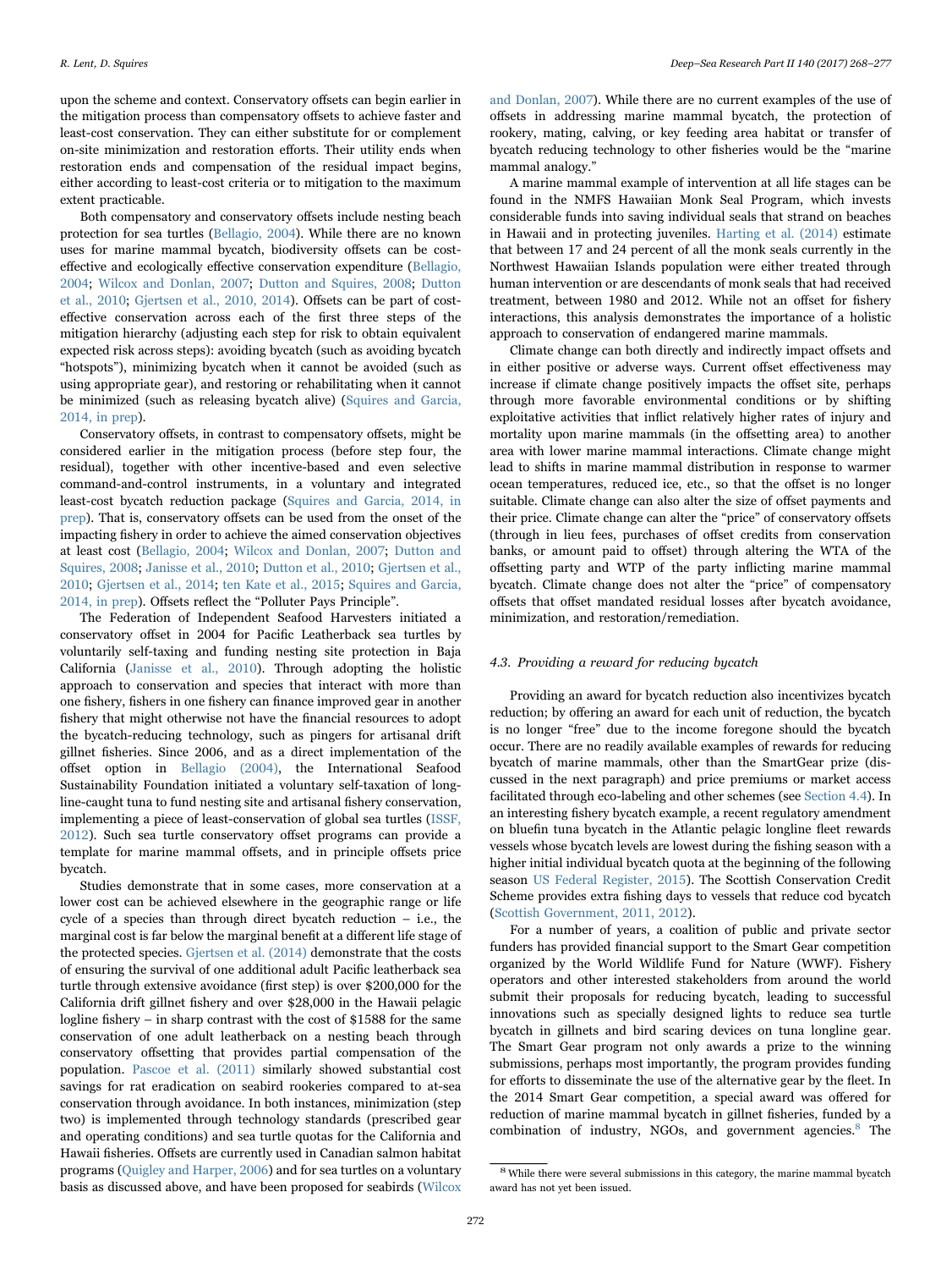upon the scheme and context. Conservatory offsets can begin earlier in the mitigation process than compensatory offsets to achieve faster and least-cost conservation. They can either substitute for or complement on-site minimization and restoration efforts. Their utility ends when restoration ends and compensation of the residual impact begins, either according to least-cost criteria or to mitigation to the maximum extent practicable.

Both compensatory and conservatory offsets include nesting beach protection for sea turtles (Bellagio, 2004). While there are no known uses for marine mammal bycatch, biodiversity offsets can be cost-effective and ecologically effective conservation expenditure (Bellagio, 2004; Wilcox and Donlan, 2007; Dutton and Squires, 2008; Dutton et al., 2010; Gjertsen et al., 2010, 2014). Offsets can be part of cost-effective conservation across each of the first three steps of the mitigation hierarchy (adjusting each step for risk to obtain equivalent expected risk across steps): avoiding bycatch (such as avoiding bycatch "hotspots"), minimizing bycatch when it cannot be avoided (such as using appropriate gear), and restoring or rehabilitating when it cannot be minimized (such as releasing bycatch alive) (Squires and Garcia, 2014, in prep).

Conservatory offsets, in contrast to compensatory offsets, might be considered earlier in the mitigation process (before step four, the residual), together with other incentive-based and even selective command-and-control instruments, in a voluntary and integrated least-cost bycatch reduction package (Squires and Garcia, 2014, in prep). That is, conservatory offsets can be used from the onset of the impacting fishery in order to achieve the aimed conservation objectives at least cost (Bellagio, 2004; Wilcox and Donlan, 2007; Dutton and Squires, 2008; Janisse et al., 2010; Dutton et al., 2010; Gjertsen et al., 2010; Gjertsen et al., 2014; ten Kate et al., 2015; Squires and Garcia, 2014, in prep). Offsets reflect the "Polluter Pays Principle".

The Federation of Independent Seafood Harvesters initiated a conservatory offset in 2004 for Pacific Leatherback sea turtles by voluntarily self-taxing and funding nesting site protection in Baja California (Janisse et al., 2010). Through adopting the holistic approach to conservation and species that interact with more than one fishery, fishers in one fishery can finance improved gear in another fishery that might otherwise not have the financial resources to adopt the bycatch-reducing technology, such as pingers for artisanal drift gillnet fisheries. Since 2006, and as a direct implementation of the offset option in Bellagio (2004), the International Seafood Sustainability Foundation initiated a voluntary self-taxation of long-line-caught tuna to fund nesting site and artisanal fishery conservation, implementing a piece of least-conservation of global sea turtles (ISSF, 2012). Such sea turtle conservatory offset programs can provide a template for marine mammal offsets, and in principle offsets price bycatch.

Studies demonstrate that in some cases, more conservation at a lower cost can be achieved elsewhere in the geographic range or life cycle of a species than through direct bycatch reduction – i.e., the marginal cost is far below the marginal benefit at a different life stage of the protected species. Gjertsen et al. (2014) demonstrate that the costs of ensuring the survival of one additional adult Pacific leatherback sea turtle through extensive avoidance (first step) is over $200,000 for the California drift gillnet fishery and over $28,000 in the Hawaii pelagic logline fishery – in sharp contrast with the cost of $1588 for the same conservation of one adult leatherback on a nesting beach through conservatory offsetting that provides partial compensation of the population. Pascoe et al. (2011) similarly showed substantial cost savings for rat eradication on seabird rookeries compared to at-sea conservation through avoidance. In both instances, minimization (step two) is implemented through technology standards (prescribed gear and operating conditions) and sea turtle quotas for the California and Hawaii fisheries. Offsets are currently used in Canadian salmon habitat programs (Quigley and Harper, 2006) and for sea turtles on a voluntary basis as discussed above, and have been proposed for seabirds (Wilcox and Donlan, 2007). While there are no current examples of the use of offsets in addressing marine mammal bycatch, the protection of rookery, mating, calving, or key feeding area habitat or transfer of bycatch reducing technology to other fisheries would be the "marine mammal analogy."

A marine mammal example of intervention at all life stages can be found in the NMFS Hawaiian Monk Seal Program, which invests considerable funds into saving individual seals that strand on beaches in Hawaii and in protecting juveniles. Harting et al. (2014) estimate that between 17 and 24 percent of all the monk seals currently in the Northwest Hawaiian Islands population were either treated through human intervention or are descendants of monk seals that had received treatment, between 1980 and 2012. While not an offset for fishery interactions, this analysis demonstrates the importance of a holistic approach to conservation of endangered marine mammals.

Climate change can both directly and indirectly impact offsets and in either positive or adverse ways. Current offset effectiveness may increase if climate change positively impacts the offset site, perhaps through more favorable environmental conditions or by shifting exploitative activities that inflict relatively higher rates of injury and mortality upon marine mammals (in the offsetting area) to another area with lower marine mammal interactions. Climate change might lead to shifts in marine mammal distribution in response to warmer ocean temperatures, reduced ice, etc., so that the offset is no longer suitable. Climate change can also alter the size of offset payments and their price. Climate change can alter the "price" of conservatory offsets (through in lieu fees, purchases of offset credits from conservation banks, or amount paid to offset) through altering the WTA of the offsetting party and WTP of the party inflicting marine mammal bycatch. Climate change does not alter the "price" of compensatory offsets that offset mandated residual losses after bycatch avoidance, minimization, and restoration/remediation.

### 4.3. Providing a reward for reducing bycatch

Providing an award for bycatch reduction also incentivizes bycatch reduction; by offering an award for each unit of reduction, the bycatch is no longer "free" due to the income foregone should the bycatch occur. There are no readily available examples of rewards for reducing bycatch of marine mammals, other than the SmartGear prize (discussed in the next paragraph) and price premiums or market access facilitated through eco-labeling and other schemes (see Section 4.4). In an interesting fishery bycatch example, a recent regulatory amendment on bluefin tuna bycatch in the Atlantic pelagic longline fleet rewards vessels whose bycatch levels are lowest during the fishing season with a higher initial individual bycatch quota at the beginning of the following season US Federal Register, 2015). The Scottish Conservation Credit Scheme provides extra fishing days to vessels that reduce cod bycatch (Scottish Government, 2011, 2012).

For a number of years, a coalition of public and private sector funders has provided financial support to the Smart Gear competition organized by the World Wildlife Fund for Nature (WWF). Fishery operators and other interested stakeholders from around the world submit their proposals for reducing bycatch, leading to successful innovations such as specially designed lights to reduce sea turtle bycatch in gillnets and bird scaring devices on tuna longline gear. The Smart Gear program not only awards a prize to the winning submissions, perhaps most importantly, the program provides funding for efforts to disseminate the use of the alternative gear by the fleet. In the 2014 Smart Gear competition, a special award was offered for reduction of marine mammal bycatch in gillnet fisheries, funded by a combination of industry, NGOs, and government agencies.[8] The

[8] While there were several submissions in this category, the marine mammal bycatch award has not yet been issued.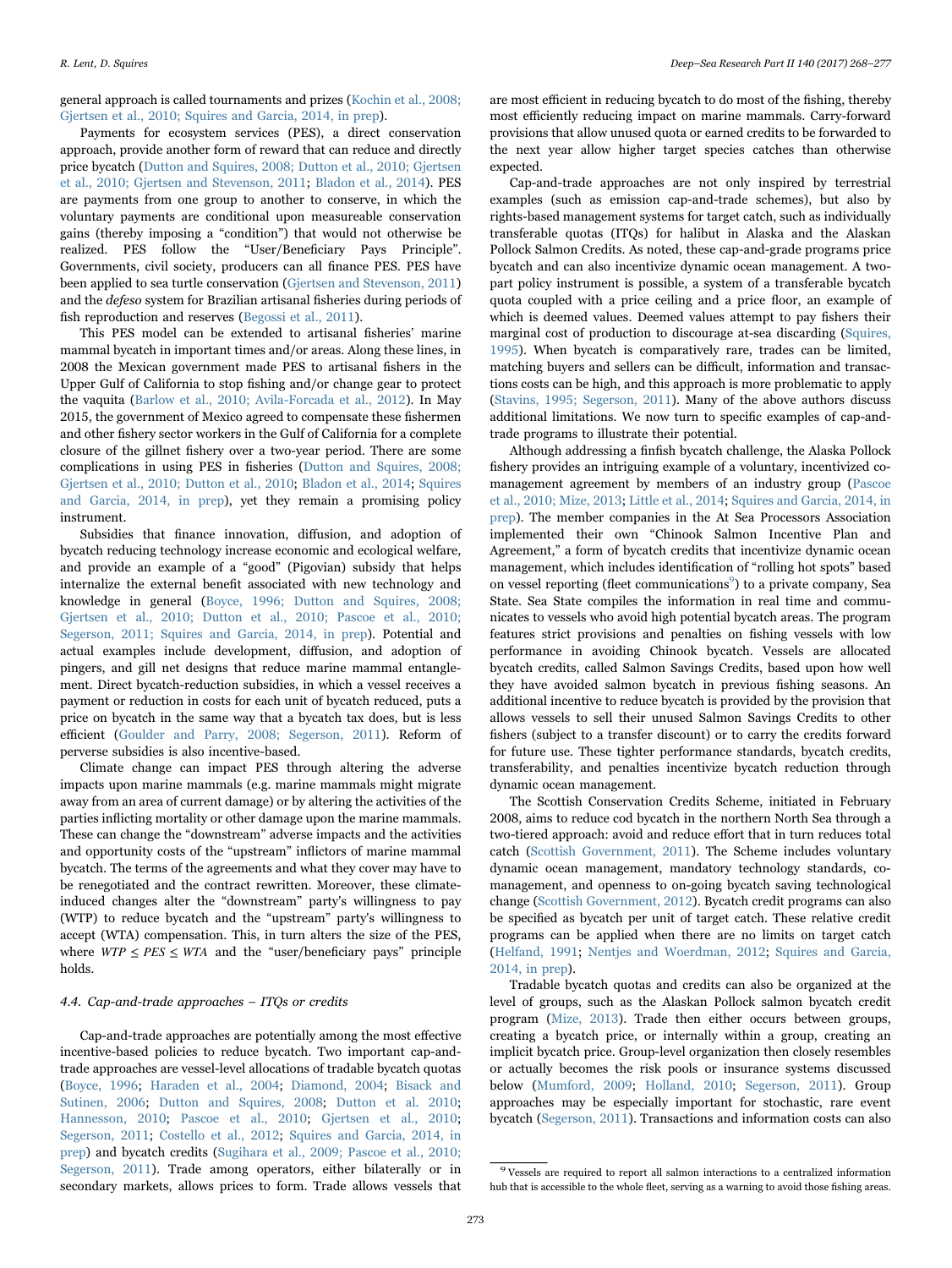general approach is called tournaments and prizes (Kochin et al., 2008; Gjertsen et al., 2010; Squires and Garcia, 2014, in prep).

Payments for ecosystem services (PES), a direct conservation approach, provide another form of reward that can reduce and directly price bycatch (Dutton and Squires, 2008; Dutton et al., 2010; Gjertsen et al., 2010; Gjertsen and Stevenson, 2011; Bladon et al., 2014). PES are payments from one group to another to conserve, in which the voluntary payments are conditional upon measureable conservation gains (thereby imposing a "condition") that would not otherwise be realized. PES follow the "User/Beneficiary Pays Principle". Governments, civil society, producers can all finance PES. PES have been applied to sea turtle conservation (Gjertsen and Stevenson, 2011) and the *defeso* system for Brazilian artisanal fisheries during periods of fish reproduction and reserves (Begossi et al., 2011).

This PES model can be extended to artisanal fisheries' marine mammal bycatch in important times and/or areas. Along these lines, in 2008 the Mexican government made PES to artisanal fishers in the Upper Gulf of California to stop fishing and/or change gear to protect the vaquita (Barlow et al., 2010; Avila-Forcada et al., 2012). In May 2015, the government of Mexico agreed to compensate these fishermen and other fishery sector workers in the Gulf of California for a complete closure of the gillnet fishery over a two-year period. There are some complications in using PES in fisheries (Dutton and Squires, 2008; Gjertsen et al., 2010; Dutton et al., 2010; Bladon et al., 2014; Squires and Garcia, 2014, in prep), yet they remain a promising policy instrument.

Subsidies that finance innovation, diffusion, and adoption of bycatch reducing technology increase economic and ecological welfare, and provide an example of a "good" (Pigovian) subsidy that helps internalize the external benefit associated with new technology and knowledge in general (Boyce, 1996; Dutton and Squires, 2008; Gjertsen et al., 2010; Dutton et al., 2010; Pascoe et al., 2010; Segerson, 2011; Squires and Garcia, 2014, in prep). Potential and actual examples include development, diffusion, and adoption of pingers, and gill net designs that reduce marine mammal entanglement. Direct bycatch-reduction subsidies, in which a vessel receives a payment or reduction in costs for each unit of bycatch reduced, puts a price on bycatch in the same way that a bycatch tax does, but is less efficient (Goulder and Parry, 2008; Segerson, 2011). Reform of perverse subsidies is also incentive-based.

Climate change can impact PES through altering the adverse impacts upon marine mammals (e.g. marine mammals might migrate away from an area of current damage) or by altering the activities of the parties inflicting mortality or other damage upon the marine mammals. These can change the "downstream" adverse impacts and the activities and opportunity costs of the "upstream" inflictors of marine mammal bycatch. The terms of the agreements and what they cover may have to be renegotiated and the contract rewritten. Moreover, these climate-induced changes alter the "downstream" party's willingness to pay (WTP) to reduce bycatch and the "upstream" party's willingness to accept (WTA) compensation. This, in turn alters the size of the PES, where $WTP \leq PES \leq WTA$ and the "user/beneficiary pays" principle holds.

### 4.4. Cap-and-trade approaches – ITQs or credits

Cap-and-trade approaches are potentially among the most effective incentive-based policies to reduce bycatch. Two important cap-and-trade approaches are vessel-level allocations of tradable bycatch quotas (Boyce, 1996; Haraden et al., 2004; Diamond, 2004; Bisack and Sutinen, 2006; Dutton and Squires, 2008; Dutton et al. 2010; Hannesson, 2010; Pascoe et al., 2010; Gjertsen et al., 2010; Segerson, 2011; Costello et al., 2012; Squires and Garcia, 2014, in prep) and bycatch credits (Sugihara et al., 2009; Pascoe et al., 2010; Segerson, 2011). Trade among operators, either bilaterally or in secondary markets, allows prices to form. Trade allows vessels that are most efficient in reducing bycatch to do most of the fishing, thereby most efficiently reducing impact on marine mammals. Carry-forward provisions that allow unused quota or earned credits to be forwarded to the next year allow higher target species catches than otherwise expected.

Cap-and-trade approaches are not only inspired by terrestrial examples (such as emission cap-and-trade schemes), but also by rights-based management systems for target catch, such as individually transferable quotas (ITQs) for halibut in Alaska and the Alaskan Pollock Salmon Credits. As noted, these cap-and-grade programs price bycatch and can also incentivize dynamic ocean management. A two-part policy instrument is possible, a system of a transferable bycatch quota coupled with a price ceiling and a price floor, an example of which is deemed values. Deemed values attempt to pay fishers their marginal cost of production to discourage at-sea discarding (Squires, 1995). When bycatch is comparatively rare, trades can be limited, matching buyers and sellers can be difficult, information and transactions costs can be high, and this approach is more problematic to apply (Stavins, 1995; Segerson, 2011). Many of the above authors discuss additional limitations. We now turn to specific examples of cap-and-trade programs to illustrate their potential.

Although addressing a finfish bycatch challenge, the Alaska Pollock fishery provides an intriguing example of a voluntary, incentivized co-management agreement by members of an industry group (Pascoe et al., 2010; Mize, 2013; Little et al., 2014; Squires and Garcia, 2014, in prep). The member companies in the At Sea Processors Association implemented their own "Chinook Salmon Incentive Plan and Agreement," a form of bycatch credits that incentivize dynamic ocean management, which includes identification of "rolling hot spots" based on vessel reporting (fleet communications[9]) to a private company, Sea State. Sea State compiles the information in real time and communicates to vessels who avoid high potential bycatch areas. The program features strict provisions and penalties on fishing vessels with low performance in avoiding Chinook bycatch. Vessels are allocated bycatch credits, called Salmon Savings Credits, based upon how well they have avoided salmon bycatch in previous fishing seasons. An additional incentive to reduce bycatch is provided by the provision that allows vessels to sell their unused Salmon Savings Credits to other fishers (subject to a transfer discount) or to carry the credits forward for future use. These tighter performance standards, bycatch credits, transferability, and penalties incentivize bycatch reduction through dynamic ocean management.

The Scottish Conservation Credits Scheme, initiated in February 2008, aims to reduce cod bycatch in the northern North Sea through a two-tiered approach: avoid and reduce effort that in turn reduces total catch (Scottish Government, 2011). The Scheme includes voluntary dynamic ocean management, mandatory technology standards, co-management, and openness to on-going bycatch saving technological change (Scottish Government, 2012). Bycatch credit programs can also be specified as bycatch per unit of target catch. These relative credit programs can be applied when there are no limits on target catch (Helfand, 1991; Nentjes and Woerdman, 2012; Squires and Garcia, 2014, in prep).

Tradable bycatch quotas and credits can also be organized at the level of groups, such as the Alaskan Pollock salmon bycatch credit program (Mize, 2013). Trade then either occurs between groups, creating a bycatch price, or internally within a group, creating an implicit bycatch price. Group-level organization then closely resembles or actually becomes the risk pools or insurance systems discussed below (Mumford, 2009; Holland, 2010; Segerson, 2011). Group approaches may be especially important for stochastic, rare event bycatch (Segerson, 2011). Transactions and information costs can also

[9] Vessels are required to report all salmon interactions to a centralized information hub that is accessible to the whole fleet, serving as a warning to avoid those fishing areas.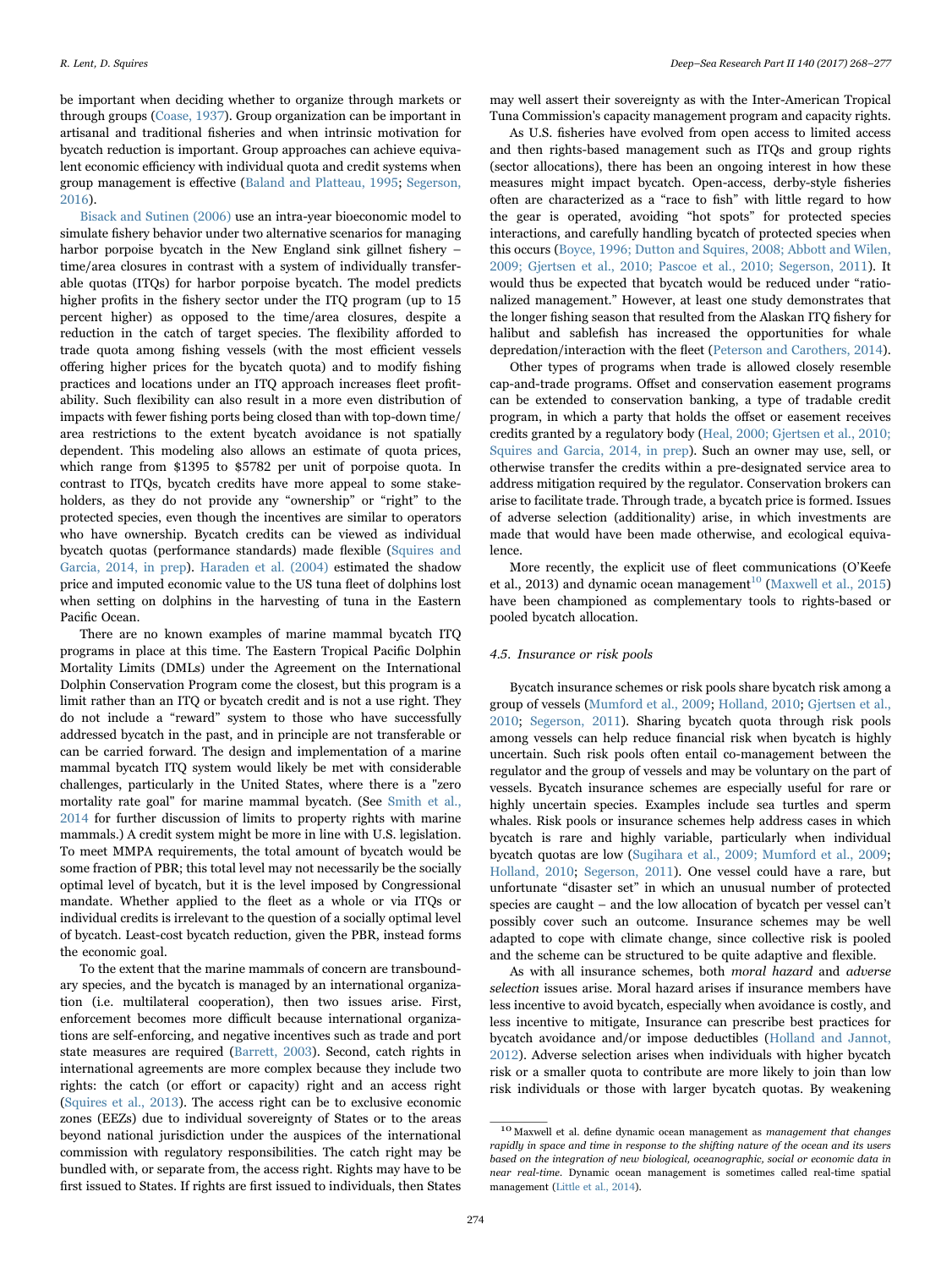be important when deciding whether to organize through markets or through groups (Coase, 1937). Group organization can be important in artisanal and traditional fisheries and when intrinsic motivation for bycatch reduction is important. Group approaches can achieve equivalent economic efficiency with individual quota and credit systems when group management is effective (Baland and Platteau, 1995; Segerson, 2016).

Bisack and Sutinen (2006) use an intra-year bioeconomic model to simulate fishery behavior under two alternative scenarios for managing harbor porpoise bycatch in the New England sink gillnet fishery – time/area closures in contrast with a system of individually transferable quotas (ITQs) for harbor porpoise bycatch. The model predicts higher profits in the fishery sector under the ITQ program (up to 15 percent higher) as opposed to the time/area closures, despite a reduction in the catch of target species. The flexibility afforded to trade quota among fishing vessels (with the most efficient vessels offering higher prices for the bycatch quota) and to modify fishing practices and locations under an ITQ approach increases fleet profitability. Such flexibility can also result in a more even distribution of impacts with fewer fishing ports being closed than with top-down time/area restrictions to the extent bycatch avoidance is not spatially dependent. This modeling also allows an estimate of quota prices, which range from $1395 to $5782 per unit of porpoise quota. In contrast to ITQs, bycatch credits have more appeal to some stakeholders, as they do not provide any "ownership" or "right" to the protected species, even though the incentives are similar to operators who have ownership. Bycatch credits can be viewed as individual bycatch quotas (performance standards) made flexible (Squires and Garcia, 2014, in prep). Haraden et al. (2004) estimated the shadow price and imputed economic value to the US tuna fleet of dolphins lost when setting on dolphins in the harvesting of tuna in the Eastern Pacific Ocean.

There are no known examples of marine mammal bycatch ITQ programs in place at this time. The Eastern Tropical Pacific Dolphin Mortality Limits (DMLs) under the Agreement on the International Dolphin Conservation Program come the closest, but this program is a limit rather than an ITQ or bycatch credit and is not a use right. They do not include a "reward" system to those who have successfully addressed bycatch in the past, and in principle are not transferable or can be carried forward. The design and implementation of a marine mammal bycatch ITQ system would likely be met with considerable challenges, particularly in the United States, where there is a "zero mortality rate goal" for marine mammal bycatch. (See Smith et al., 2014 for further discussion of limits to property rights with marine mammals.) A credit system might be more in line with U.S. legislation. To meet MMPA requirements, the total amount of bycatch would be some fraction of PBR; this total level may not necessarily be the socially optimal level of bycatch, but it is the level imposed by Congressional mandate. Whether applied to the fleet as a whole or via ITQs or individual credits is irrelevant to the question of a socially optimal level of bycatch. Least-cost bycatch reduction, given the PBR, instead forms the economic goal.

To the extent that the marine mammals of concern are transboundary species, and the bycatch is managed by an international organization (i.e. multilateral cooperation), then two issues arise. First, enforcement becomes more difficult because international organizations are self-enforcing, and negative incentives such as trade and port state measures are required (Barrett, 2003). Second, catch rights in international agreements are more complex because they include two rights: the catch (or effort or capacity) right and an access right (Squires et al., 2013). The access right can be to exclusive economic zones (EEZs) due to individual sovereignty of States or to the areas beyond national jurisdiction under the auspices of the international commission with regulatory responsibilities. The catch right may be bundled with, or separate from, the access right. Rights may have to be first issued to States. If rights are first issued to individuals, then States may well assert their sovereignty as with the Inter-American Tropical Tuna Commission's capacity management program and capacity rights.

As U.S. fisheries have evolved from open access to limited access and then rights-based management such as ITQs and group rights (sector allocations), there has been an ongoing interest in how these measures might impact bycatch. Open-access, derby-style fisheries often are characterized as a "race to fish" with little regard to how the gear is operated, avoiding "hot spots" for protected species interactions, and carefully handling bycatch of protected species when this occurs (Boyce, 1996; Dutton and Squires, 2008; Abbott and Wilen, 2009; Gjertsen et al., 2010; Pascoe et al., 2010; Segerson, 2011). It would thus be expected that bycatch would be reduced under "rationalized management." However, at least one study demonstrates that the longer fishing season that resulted from the Alaskan ITQ fishery for halibut and sablefish has increased the opportunities for whale depredation/interaction with the fleet (Peterson and Carothers, 2014).

Other types of programs when trade is allowed closely resemble cap-and-trade programs. Offset and conservation easement programs can be extended to conservation banking, a type of tradable credit program, in which a party that holds the offset or easement receives credits granted by a regulatory body (Heal, 2000; Gjertsen et al., 2010; Squires and Garcia, 2014, in prep). Such an owner may use, sell, or otherwise transfer the credits within a pre-designated service area to address mitigation required by the regulator. Conservation brokers can arise to facilitate trade. Through trade, a bycatch price is formed. Issues of adverse selection (additionality) arise, in which investments are made that would have been made otherwise, and ecological equivalence.

More recently, the explicit use of fleet communications (O'Keefe et al., 2013) and dynamic ocean management[10] (Maxwell et al., 2015) have been championed as complementary tools to rights-based or pooled bycatch allocation.

### 4.5. Insurance or risk pools

Bycatch insurance schemes or risk pools share bycatch risk among a group of vessels (Mumford et al., 2009; Holland, 2010; Gjertsen et al., 2010; Segerson, 2011). Sharing bycatch quota through risk pools among vessels can help reduce financial risk when bycatch is highly uncertain. Such risk pools often entail co-management between the regulator and the group of vessels and may be voluntary on the part of vessels. Bycatch insurance schemes are especially useful for rare or highly uncertain species. Examples include sea turtles and sperm whales. Risk pools or insurance schemes help address cases in which bycatch is rare and highly variable, particularly when individual bycatch quotas are low (Sugihara et al., 2009; Mumford et al., 2009; Holland, 2010; Segerson, 2011). One vessel could have a rare, but unfortunate "disaster set" in which an unusual number of protected species are caught – and the low allocation of bycatch per vessel can't possibly cover such an outcome. Insurance schemes may be well adapted to cope with climate change, since collective risk is pooled and the scheme can be structured to be quite adaptive and flexible.

As with all insurance schemes, both *moral hazard* and *adverse selection* issues arise. Moral hazard arises if insurance members have less incentive to avoid bycatch, especially when avoidance is costly, and less incentive to mitigate, Insurance can prescribe best practices for bycatch avoidance and/or impose deductibles (Holland and Jannot, 2012). Adverse selection arises when individuals with higher bycatch risk or a smaller quota to contribute are more likely to join than low risk individuals or those with larger bycatch quotas. By weakening

[10] Maxwell et al. define dynamic ocean management as *management that changes rapidly in space and time in response to the shifting nature of the ocean and its users based on the integration of new biological, oceanographic, social or economic data in near real-time.* Dynamic ocean management is sometimes called real-time spatial management (Little et al., 2014).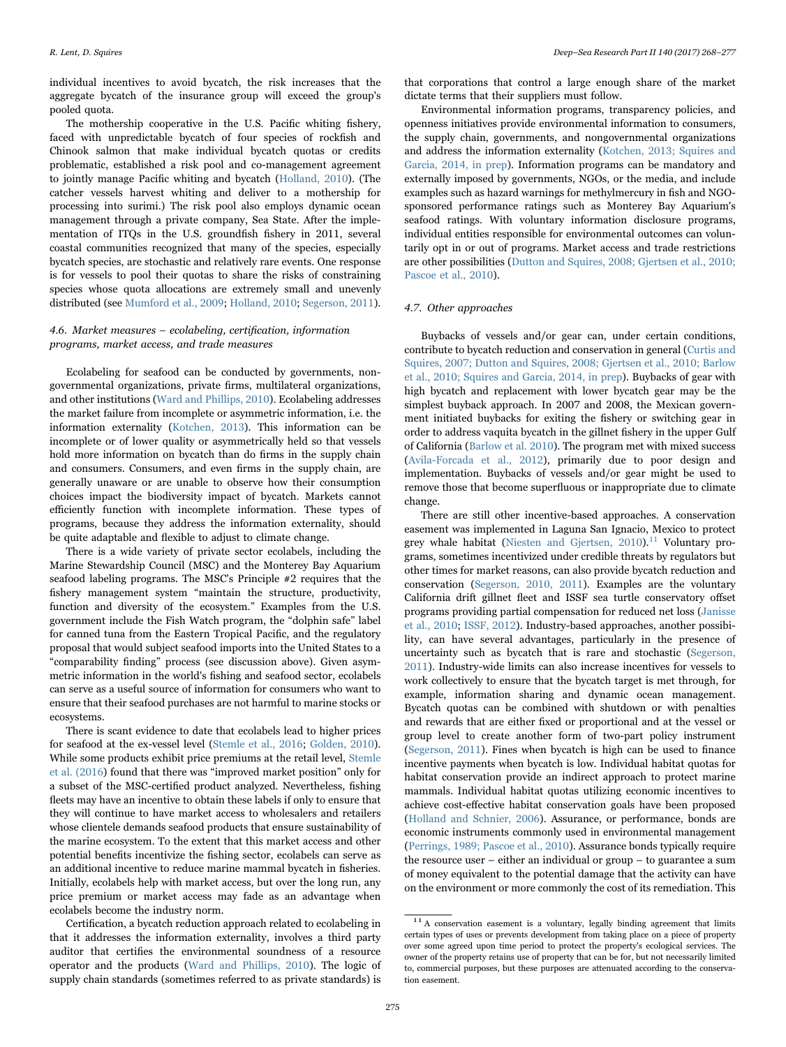individual incentives to avoid bycatch, the risk increases that the aggregate bycatch of the insurance group will exceed the group's pooled quota.

The mothership cooperative in the U.S. Pacific whiting fishery, faced with unpredictable bycatch of four species of rockfish and Chinook salmon that make individual bycatch quotas or credits problematic, established a risk pool and co-management agreement to jointly manage Pacific whiting and bycatch (Holland, 2010). (The catcher vessels harvest whiting and deliver to a mothership for processing into surimi.) The risk pool also employs dynamic ocean management through a private company, Sea State. After the implementation of ITQs in the U.S. groundfish fishery in 2011, several coastal communities recognized that many of the species, especially bycatch species, are stochastic and relatively rare events. One response is for vessels to pool their quotas to share the risks of constraining species whose quota allocations are extremely small and unevenly distributed (see Mumford et al., 2009; Holland, 2010; Segerson, 2011).

### 4.6. Market measures – ecolabeling, certification, information programs, market access, and trade measures

Ecolabeling for seafood can be conducted by governments, non-governmental organizations, private firms, multilateral organizations, and other institutions (Ward and Phillips, 2010). Ecolabeling addresses the market failure from incomplete or asymmetric information, i.e. the information externality (Kotchen, 2013). This information can be incomplete or of lower quality or asymmetrically held so that vessels hold more information on bycatch than do firms in the supply chain and consumers. Consumers, and even firms in the supply chain, are generally unaware or are unable to observe how their consumption choices impact the biodiversity impact of bycatch. Markets cannot efficiently function with incomplete information. These types of programs, because they address the information externality, should be quite adaptable and flexible to adjust to climate change.

There is a wide variety of private sector ecolabels, including the Marine Stewardship Council (MSC) and the Monterey Bay Aquarium seafood labeling programs. The MSC's Principle #2 requires that the fishery management system "maintain the structure, productivity, function and diversity of the ecosystem." Examples from the U.S. government include the Fish Watch program, the "dolphin safe" label for canned tuna from the Eastern Tropical Pacific, and the regulatory proposal that would subject seafood imports into the United States to a "comparability finding" process (see discussion above). Given asymmetric information in the world's fishing and seafood sector, ecolabels can serve as a useful source of information for consumers who want to ensure that their seafood purchases are not harmful to marine stocks or ecosystems.

There is scant evidence to date that ecolabels lead to higher prices for seafood at the ex-vessel level (Stemle et al., 2016; Golden, 2010). While some products exhibit price premiums at the retail level, Stemle et al. (2016) found that there was "improved market position" only for a subset of the MSC-certified product analyzed. Nevertheless, fishing fleets may have an incentive to obtain these labels if only to ensure that they will continue to have market access to wholesalers and retailers whose clientele demands seafood products that ensure sustainability of the marine ecosystem. To the extent that this market access and other potential benefits incentivize the fishing sector, ecolabels can serve as an additional incentive to reduce marine mammal bycatch in fisheries. Initially, ecolabels help with market access, but over the long run, any price premium or market access may fade as an advantage when ecolabels become the industry norm.

Certification, a bycatch reduction approach related to ecolabeling in that it addresses the information externality, involves a third party auditor that certifies the environmental soundness of a resource operator and the products (Ward and Phillips, 2010). The logic of supply chain standards (sometimes referred to as private standards) is that corporations that control a large enough share of the market dictate terms that their suppliers must follow.

Environmental information programs, transparency policies, and openness initiatives provide environmental information to consumers, the supply chain, governments, and nongovernmental organizations and address the information externality (Kotchen, 2013; Squires and Garcia, 2014, in prep). Information programs can be mandatory and externally imposed by governments, NGOs, or the media, and include examples such as hazard warnings for methylmercury in fish and NGO-sponsored performance ratings such as Monterey Bay Aquarium's seafood ratings. With voluntary information disclosure programs, individual entities responsible for environmental outcomes can voluntarily opt in or out of programs. Market access and trade restrictions are other possibilities (Dutton and Squires, 2008; Gjertsen et al., 2010; Pascoe et al., 2010).

### 4.7. Other approaches

Buybacks of vessels and/or gear can, under certain conditions, contribute to bycatch reduction and conservation in general (Curtis and Squires, 2007; Dutton and Squires, 2008; Gjertsen et al., 2010; Barlow et al., 2010; Squires and Garcia, 2014, in prep). Buybacks of gear with high bycatch and replacement with lower bycatch gear may be the simplest buyback approach. In 2007 and 2008, the Mexican government initiated buybacks for exiting the fishery or switching gear in order to address vaquita bycatch in the gillnet fishery in the upper Gulf of California (Barlow et al. 2010). The program met with mixed success (Avila-Forcada et al., 2012), primarily due to poor design and implementation. Buybacks of vessels and/or gear might be used to remove those that become superfluous or inappropriate due to climate change.

There are still other incentive-based approaches. A conservation easement was implemented in Laguna San Ignacio, Mexico to protect grey whale habitat (Niesten and Gjertsen, 2010).[11] Voluntary programs, sometimes incentivized under credible threats by regulators but other times for market reasons, can also provide bycatch reduction and conservation (Segerson, 2010, 2011). Examples are the voluntary California drift gillnet fleet and ISSF sea turtle conservatory offset programs providing partial compensation for reduced net loss (Janisse et al., 2010; ISSF, 2012). Industry-based approaches, another possibility, can have several advantages, particularly in the presence of uncertainty such as bycatch that is rare and stochastic (Segerson, 2011). Industry-wide limits can also increase incentives for vessels to work collectively to ensure that the bycatch target is met through, for example, information sharing and dynamic ocean management. Bycatch quotas can be combined with shutdown or with penalties and rewards that are either fixed or proportional and at the vessel or group level to create another form of two-part policy instrument (Segerson, 2011). Fines when bycatch is high can be used to finance incentive payments when bycatch is low. Individual habitat quotas for habitat conservation provide an indirect approach to protect marine mammals. Individual habitat quotas utilizing economic incentives to achieve cost-effective habitat conservation goals have been proposed (Holland and Schnier, 2006). Assurance, or performance, bonds are economic instruments commonly used in environmental management (Perrings, 1989; Pascoe et al., 2010). Assurance bonds typically require the resource user – either an individual or group – to guarantee a sum of money equivalent to the potential damage that the activity can have on the environment or more commonly the cost of its remediation. This

[11] A conservation easement is a voluntary, legally binding agreement that limits certain types of uses or prevents development from taking place on a piece of property over some agreed upon time period to protect the property's ecological services. The owner of the property retains use of property that can be for, but not necessarily limited to, commercial purposes, but these purposes are attenuated according to the conservation easement.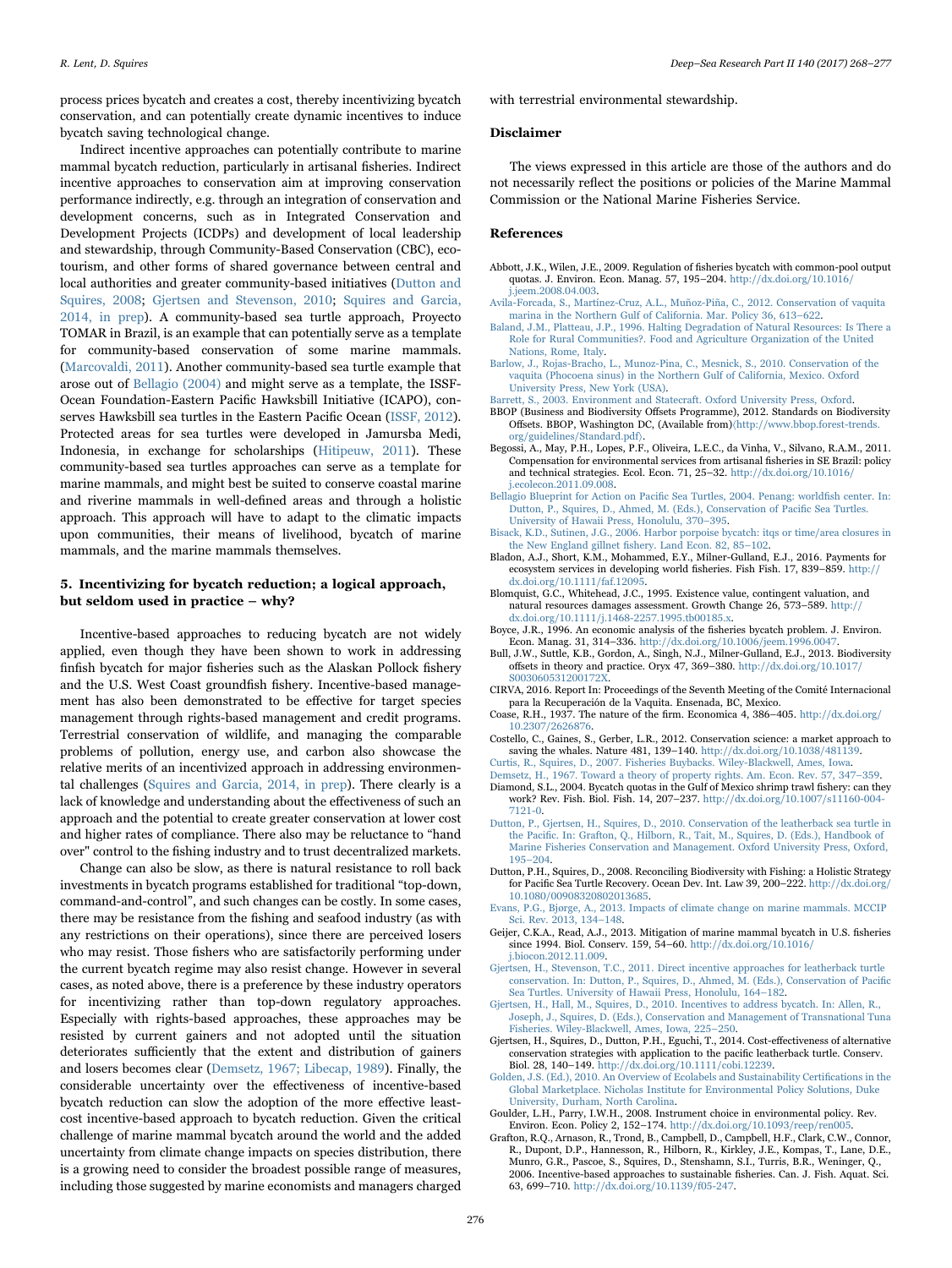process prices bycatch and creates a cost, thereby incentivizing bycatch conservation, and can potentially create dynamic incentives to induce bycatch saving technological change.

Indirect incentive approaches can potentially contribute to marine mammal bycatch reduction, particularly in artisanal fisheries. Indirect incentive approaches to conservation aim at improving conservation performance indirectly, e.g. through an integration of conservation and development concerns, such as in Integrated Conservation and Development Projects (ICDPs) and development of local leadership and stewardship, through Community-Based Conservation (CBC), eco-tourism, and other forms of shared governance between central and local authorities and greater community-based initiatives (Dutton and Squires, 2008; Gjertsen and Stevenson, 2010; Squires and Garcia, 2014, in prep). A community-based sea turtle approach, Proyecto TOMAR in Brazil, is an example that can potentially serve as a template for community-based conservation of some marine mammals. (Marcovaldi, 2011). Another community-based sea turtle example that arose out of Bellagio (2004) and might serve as a template, the ISSF-Ocean Foundation-Eastern Pacific Hawksbill Initiative (ICAPO), conserves Hawksbill sea turtles in the Eastern Pacific Ocean (ISSF, 2012). Protected areas for sea turtles were developed in Jamursba Medi, Indonesia, in exchange for scholarships (Hitipeuw, 2011). These community-based sea turtles approaches can serve as a template for marine mammals, and might best be suited to conserve coastal marine and riverine mammals in well-defined areas and through a holistic approach. This approach will have to adapt to the climatic impacts upon communities, their means of livelihood, bycatch of marine mammals, and the marine mammals themselves.

## 5. Incentivizing for bycatch reduction; a logical approach, but seldom used in practice – why?

Incentive-based approaches to reducing bycatch are not widely applied, even though they have been shown to work in addressing finfish bycatch for major fisheries such as the Alaskan Pollock fishery and the U.S. West Coast groundfish fishery. Incentive-based management has also been demonstrated to be effective for target species management through rights-based management and credit programs. Terrestrial conservation of wildlife, and managing the comparable problems of pollution, energy use, and carbon also showcase the relative merits of an incentivized approach in addressing environmental challenges (Squires and Garcia, 2014, in prep). There clearly is a lack of knowledge and understanding about the effectiveness of such an approach and the potential to create greater conservation at lower cost and higher rates of compliance. There also may be reluctance to "hand over" control to the fishing industry and to trust decentralized markets.

Change can also be slow, as there is natural resistance to roll back investments in bycatch programs established for traditional "top-down, command-and-control", and such changes can be costly. In some cases, there may be resistance from the fishing and seafood industry (as with any restrictions on their operations), since there are perceived losers who may resist. Those fishers who are satisfactorily performing under the current bycatch regime may also resist change. However in several cases, as noted above, there is a preference by these industry operators for incentivizing rather than top-down regulatory approaches. Especially with rights-based approaches, these approaches may be resisted by current gainers and not adopted until the situation deteriorates sufficiently that the extent and distribution of gainers and losers becomes clear (Demsetz, 1967; Libecap, 1989). Finally, the considerable uncertainty over the effectiveness of incentive-based bycatch reduction can slow the adoption of the more effective least-cost incentive-based approach to bycatch reduction. Given the critical challenge of marine mammal bycatch around the world and the added uncertainty from climate change impacts on species distribution, there is a growing need to consider the broadest possible range of measures, including those suggested by marine economists and managers charged with terrestrial environmental stewardship.

## Disclaimer

The views expressed in this article are those of the authors and do not necessarily reflect the positions or policies of the Marine Mammal Commission or the National Marine Fisheries Service.

## References

Abbott, J.K., Wilen, J.E., 2009. Regulation of fisheries bycatch with common-pool output quotas. J. Environ. Econ. Manag. 57, 195–204. http://dx.doi.org/10.1016/j.jeem.2008.04.003.

Avila-Forcada, S., Martínez-Cruz, A.L., Muñoz-Piña, C., 2012. Conservation of vaquita marina in the Northern Gulf of California. Mar. Policy 36, 613–622.

Baland, J.M., Platteau, J.P., 1996. Halting Degradation of Natural Resources: Is There a Role for Rural Communities?. Food and Agriculture Organization of the United Nations, Rome, Italy.

Barlow, J., Rojas-Bracho, L., Munoz-Pina, C., Mesnick, S., 2010. Conservation of the vaquita (Phocoena sinus) in the Northern Gulf of California, Mexico. Oxford University Press, New York (USA).

Barrett, S., 2003. Environment and Statecraft. Oxford University Press, Oxford.

BBOP (Business and Biodiversity Offsets Programme), 2012. Standards on Biodiversity Offsets. BBOP, Washington DC, (Available from)⟨http://www.bbop.forest-trends.org/guidelines/Standard.pdf⟩.

Begossi, A., May, P.H., Lopes, P.F., Oliveira, L.E.C., da Vinha, V., Silvano, R.A.M., 2011. Compensation for environmental services from artisanal fisheries in SE Brazil: policy and technical strategies. Ecol. Econ. 71, 25–32. http://dx.doi.org/10.1016/j.ecolecon.2011.09.008.

Bellagio Blueprint for Action on Pacific Sea Turtles, 2004. Penang: worldfish center. In: Dutton, P., Squires, D., Ahmed, M. (Eds.), Conservation of Pacific Sea Turtles. University of Hawaii Press, Honolulu, 370–395.

Bisack, K.D., Sutinen, J.G., 2006. Harbor porpoise bycatch: itqs or time/area closures in the New England gillnet fishery. Land Econ. 82, 85–102.

Bladon, A.J., Short, K.M., Mohammed, E.Y., Milner-Gulland, E.J., 2016. Payments for ecosystem services in developing world fisheries. Fish Fish. 17, 839–859. http://dx.doi.org/10.1111/faf.12095.

Blomquist, G.C., Whitehead, J.C., 1995. Existence value, contingent valuation, and natural resources damages assessment. Growth Change 26, 573–589. http://dx.doi.org/10.1111/j.1468-2257.1995.tb00185.x.

Boyce, J.R., 1996. An economic analysis of the fisheries bycatch problem. J. Environ. Econ. Manag. 31, 314–336. http://dx.doi.org/10.1006/jeem.1996.0047.

Bull, J.W., Suttle, K.B., Gordon, A., Singh, N.J., Milner-Gulland, E.J., 2013. Biodiversity offsets in theory and practice. Oryx 47, 369–380. http://dx.doi.org/10.1017/S003060531200172X.

CIRVA, 2016. Report In: Proceedings of the Seventh Meeting of the Comité Internacional para la Recuperación de la Vaquita. Ensenada, BC, Mexico.

Coase, R.H., 1937. The nature of the firm. Economica 4, 386–405. http://dx.doi.org/10.2307/2626876.

Costello, C., Gaines, S., Gerber, L.R., 2012. Conservation science: a market approach to saving the whales. Nature 481, 139–140. http://dx.doi.org/10.1038/481139.

Curtis, R., Squires, D., 2007. Fisheries Buybacks. Wiley-Blackwell, Ames, Iowa.

Demsetz, H., 1967. Toward a theory of property rights. Am. Econ. Rev. 57, 347–359.

Diamond, S.L., 2004. Bycatch quotas in the Gulf of Mexico shrimp trawl fishery: can they work? Rev. Fish. Biol. Fish. 14, 207–237. http://dx.doi.org/10.1007/s11160-004-7121-0.

Dutton, P., Gjertsen, H., Squires, D., 2010. Conservation of the leatherback sea turtle in the Pacific. In: Grafton, Q., Hilborn, R., Tait, M., Squires, D. (Eds.), Handbook of Marine Fisheries Conservation and Management. Oxford University Press, Oxford, 195–204.

Dutton, P.H., Squires, D., 2008. Reconciling Biodiversity with Fishing: a Holistic Strategy for Pacific Sea Turtle Recovery. Ocean Dev. Int. Law 39, 200–222. http://dx.doi.org/10.1080/00908320802013685.

Evans, P.G., Bjørge, A., 2013. Impacts of climate change on marine mammals. MCCIP Sci. Rev. 2013, 134–148.

Geijer, C.K.A., Read, A.J., 2013. Mitigation of marine mammal bycatch in U.S. fisheries since 1994. Biol. Conserv. 159, 54–60. http://dx.doi.org/10.1016/j.biocon.2012.11.009.

Gjertsen, H., Stevenson, T.C., 2011. Direct incentive approaches for leatherback turtle conservation. In: Dutton, P., Squires, D., Ahmed, M. (Eds.), Conservation of Pacific Sea Turtles. University of Hawaii Press, Honolulu, 164–182.

Gjertsen, H., Hall, M., Squires, D., 2010. Incentives to address bycatch. In: Allen, R., Joseph, J., Squires, D. (Eds.), Conservation and Management of Transnational Tuna Fisheries. Wiley-Blackwell, Ames, Iowa, 225–250.

Gjertsen, H., Squires, D., Dutton, P.H., Eguchi, T., 2014. Cost-effectiveness of alternative conservation strategies with application to the pacific leatherback turtle. Conserv. Biol. 28, 140–149. http://dx.doi.org/10.1111/cobi.12239.

Golden, J.S. (Ed.), 2010. An Overview of Ecolabels and Sustainability Certifications in the Global Marketplace. Nicholas Institute for Environmental Policy Solutions, Duke University, Durham, North Carolina.

Goulder, L.H., Parry, I.W.H., 2008. Instrument choice in environmental policy. Rev. Environ. Econ. Policy 2, 152–174. http://dx.doi.org/10.1093/reep/ren005.

Grafton, R.Q., Arnason, R., Trond, B., Campbell, D., Campbell, H.F., Clark, C.W., Connor, R., Dupont, D.P., Hannesson, R., Hilborn, R., Kirkley, J.E., Kompas, T., Lane, D.E., Munro, G.R., Pascoe, S., Squires, D., Stenshamn, S.I., Turris, B.R., Weninger, Q., 2006. Incentive-based approaches to sustainable fisheries. Can. J. Fish. Aquat. Sci. 63, 699–710. http://dx.doi.org/10.1139/f05-247.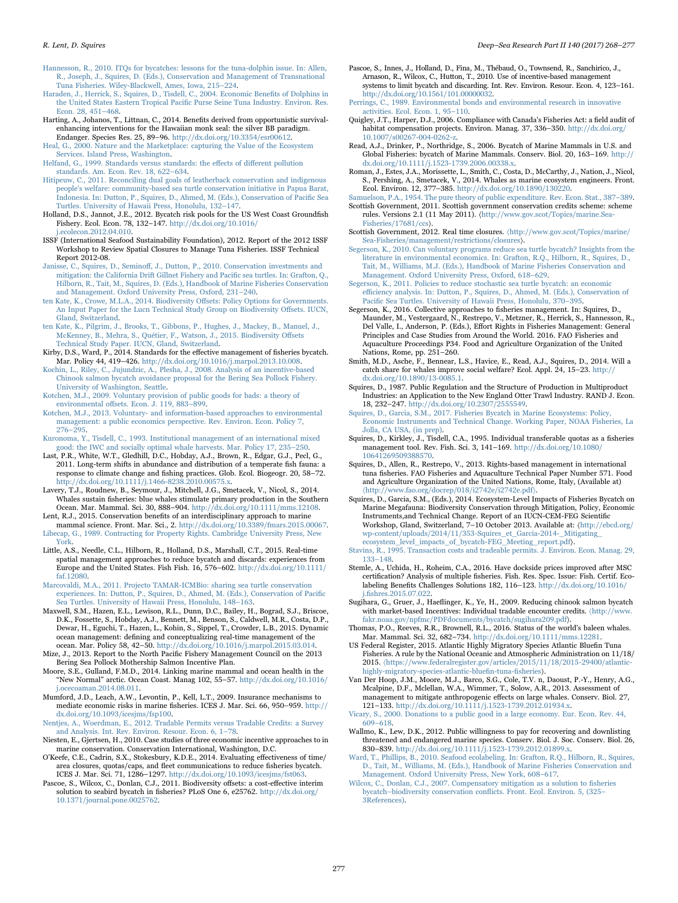Hannesson, R., 2010. ITQs for bycatches: lessons for the tuna-dolphin issue. In: Allen, R., Joseph, J., Squires, D. (Eds.), Conservation and Management of Transnational Tuna Fisheries. Wiley-Blackwell, Ames, Iowa, 215–224.

Haraden, J., Herrick, S., Squires, D., Tisdell, C., 2004. Economic Benefits of Dolphins in the United States Eastern Tropical Pacific Purse Seine Tuna Industry. Environ. Res. Econ. 28, 451–468.

Harting, A., Johanos, T., Littnan, C., 2014. Benefits derived from opportunistic survival-enhancing interventions for the Hawaiian monk seal: the silver BB paradigm. Endanger. Species Res. 25, 89–96. http://dx.doi.org/10.3354/esr00612.

Heal, G., 2000. Nature and the Marketplace: capturing the Value of the Ecosystem Services. Island Press, Washington.

Helfand, G., 1999. Standards versus standards: the effects of different pollution standards. Am. Econ. Rev. 18, 622–634.

Hitipeuw, C., 2011. Reconciling dual goals of leatherback conservation and indigenous people's welfare: community-based sea turtle conservation initiative in Papua Barat, Indonesia. In: Dutton, P., Squires, D., Ahmed, M. (Eds.), Conservation of Pacific Sea Turtles. University of Hawaii Press, Honolulu, 132–147.

Holland, D.S., Jannot, J.E., 2012. Bycatch risk pools for the US West Coast Groundfish Fishery. Ecol. Econ. 78, 132–147. http://dx.doi.org/10.1016/j.ecolecon.2012.04.010.

ISSF (International Seafood Sustainability Foundation), 2012. Report of the 2012 ISSF Workshop to Review Spatial Closures to Manage Tuna Fisheries. ISSF Technical Report 2012-08.

Janisse, C., Squires, D., Seminoff, J., Dutton, P., 2010. Conservation investments and mitigation: the California Drift Gillnet Fishery and Pacific sea turtles. In: Grafton, Q., Hilborn, R., Tait, M., Squires, D. (Eds.), Handbook of Marine Fisheries Conservation and Management. Oxford University Press, Oxford, 231–240.

ten Kate, K., Crowe, M.L.A., 2014. Biodiversity Offsets: Policy Options for Governments. An Input Paper for the Iucn Technical Study Group on Biodiversity Offsets. IUCN, Gland, Switzerland.

ten Kate, K., Pilgrim, J., Brooks, T., Gibbons, P., Hughes, J., Mackey, B., Manuel, J., McKenney, B., Mehra, S., Quétier, F., Watson, J., 2015. Biodiversity Offsets Technical Study Paper. IUCN, Gland, Switzerland.

Kirby, D.S., Ward, P., 2014. Standards for the effective management of fisheries bycatch. Mar. Policy 44, 419–426. http://dx.doi.org/10.1016/j.marpol.2013.10.008.

Kochin, L., Riley, C., Jujundzic, A., Plesha, J., 2008. Analysis of an incentive-based Chinook salmon bycatch avoidance proposal for the Bering Sea Pollock Fishery. University of Washington, Seattle.

Kotchen, M.J., 2009. Voluntary provision of public goods for bads: a theory of environmental offsets. Econ. J. 119, 883–899.

Kotchen, M.J., 2013. Voluntary- and information-based approaches to environmental management: a public economics perspective. Rev. Environ. Econ. Policy 7, 276–295.

Kuronoma, Y., Tisdell, C., 1993. Institutional management of an international mixed good: the IWC and socially optimal whale harvests. Mar. Policy 17, 235–250.

Last, P.R., White, W.T., Gledhill, D.C., Hobday, A.J., Brown, R., Edgar, G.J., Pecl, G., 2011. Long-term shifts in abundance and distribution of a temperate fish fauna: a response to climate change and fishing practices. Glob. Ecol. Biogeogr. 20, 58–72. http://dx.doi.org/10.1111/j.1466-8238.2010.00575.x.

Lavery, T.J., Roudnew, B., Seymour, J., Mitchell, J.G., Smetacek, V., Nicol, S., 2014. Whales sustain fisheries: blue whales stimulate primary production in the Southern Ocean. Mar. Mammal. Sci. 30, 888–904. http://dx.doi.org/10.1111/mms.12108.

Lent, R.J., 2015. Conservation benefits of an interdisciplinary approach to marine mammal science. Front. Mar. Sci., 2. http://dx.doi.org/10.3389/fmars.2015.00067.

Libecap, G., 1989. Contracting for Property Rights. Cambridge University Press, New York.

Little, A.S., Needle, C.L., Hilborn, R., Holland, D.S., Marshall, C.T., 2015. Real-time spatial management approaches to reduce bycatch and discards: experiences from Europe and the United States. Fish Fish. 16, 576–602. http://dx.doi.org/10.1111/faf.12080.

Marcovaldi, M.A., 2011. Projecto TAMAR-ICMBio: sharing sea turtle conservation experiences. In: Dutton, P., Squires, D., Ahmed, M. (Eds.), Conservation of Pacific Sea Turtles. University of Hawaii Press, Honolulu, 148–163.

Maxwell, S.M., Hazen, E.L., Lewison, R.L., Dunn, D.C., Bailey, H., Bograd, S.J., Briscoe, D.K., Fossette, S., Hobday, A.J., Bennett, M., Benson, S., Caldwell, M.R., Costa, D.P., Dewar, H., Eguchi, T., Hazen, L., Kohin, S., Sippel, T., Crowder, L.B., 2015. Dynamic ocean management: defining and conceptualizing real-time management of the ocean. Mar. Policy 58, 42–50. http://dx.doi.org/10.1016/j.marpol.2015.03.014.

Mize, J., 2013. Report to the North Pacific Fishery Management Council on the 2013 Bering Sea Pollock Mothership Salmon Incentive Plan.

Moore, S.E., Gulland, F.M.D., 2014. Linking marine mammal and ocean health in the "New Normal" arctic. Ocean Coast. Manag 102, 55–57. http://dx.doi.org/10.1016/j.ocecoaman.2014.08.011.

Mumford, J.D., Leach, A.W., Levontin, P., Kell, L.T., 2009. Insurance mechanisms to mediate economic risks in marine fisheries. ICES J. Mar. Sci. 66, 950–959. http://dx.doi.org/10.1093/icesjms/fsp100.

Nentjes, A., Woerdman, E., 2012. Tradable Permits versus Tradable Credits: a Survey and Analysis. Int. Rev. Environ. Resour. Econ. 6, 1–78.

Niesten, E., Gjertsen, H., 2010. Case studies of three economic incentive approaches to in marine conservation. Conservation International, Washington, D.C.

O'Keefe, C.E., Cadrin, S.X., Stokesbury, K.D.E., 2014. Evaluating effectiveness of time/area closures, quotas/caps, and fleet communications to reduce fisheries bycatch. ICES J. Mar. Sci. 71, 1286–1297. http://dx.doi.org/10.1093/icesjms/fst063.

Pascoe, S., Wilcox, C., Donlan, C.J., 2011. Biodiversity offsets: a cost-effective interim solution to seabird bycatch in fisheries? PLoS One 6, e25762. http://dx.doi.org/10.1371/journal.pone.0025762.

Pascoe, S., Innes, J., Holland, D., Fina, M., Thébaud, O., Townsend, R., Sanchirico, J., Arnason, R., Wilcox, C., Hutton, T., 2010. Use of incentive-based management systems to limit bycatch and discarding. Int. Rev. Environ. Resour. Econ. 4, 123–161. http://dx.doi.org/10.1561/101.00000032.

Perrings, C., 1989. Environmental bonds and environmental research in innovative activities. Ecol. Econ. 1, 95–110.

Quigley, J.T., Harper, D.J., 2006. Compliance with Canada's Fisheries Act: a field audit of habitat compensation projects. Environ. Manag. 37, 336–350. http://dx.doi.org/10.1007/s00267-004-0262-z.

Read, A.J., Drinker, P., Northridge, S., 2006. Bycatch of Marine Mammals in U.S. and Global Fisheries: bycatch of marine mammals. Conserv. Biol. 20, 163–169. http://dx.doi.org/10.1111/j.1523-1739.2006.00338.x.

Roman, J., Estes, J.A., Morissette, L., Smith, C., Costa, D., McCarthy, J., Nation, J., Nicol, S., Pershing, A., Smetacek, V., 2014. Whales as marine ecosystem engineers. Front. Ecol. Environ. 12, 377–385. http://dx.doi.org/10.1890/130220.

Samuelson, P.A., 1954. The pure theory of public expenditure. Rev. Econ. Stat., 387–389.

Scottish Government, 2011. Scottish government conservation credits scheme: scheme rules. Versions 2.1 (11 May 2011). ⟨http://www.gov.scot/Topics/marine.Sea-Fisheries/17681/ccs⟩.

Scottish Government, 2012. Real time closures. ⟨http://www.gov.scot/Topics/marine/Sea-Fisheries/management/restrictions/closures⟩.

Segerson, K., 2010. Can voluntary programs reduce sea turtle bycatch? Insights from the literature in environmental economics. In: Grafton, R.Q., Hilborn, R., Squires, D., Tait, M., Williams, M.J. (Eds.), Handbook of Marine Fisheries Conservation and Management. Oxford University Press, Oxford, 618–629.

Segerson, K., 2011. Policies to reduce stochastic sea turtle bycatch: an economic efficiency analysis. In: Dutton, P., Squires, D., Ahmed, M. (Eds.), Conservation of Pacific Sea Turtles. University of Hawaii Press, Honolulu, 370–395.

Segerson, K., 2016. Collective approaches to fisheries management. In: Squires, D., Maunder, M., Vestergaard, N., Restrepo, V., Metzner, R., Herrick, S., Hannesson, R., Del Valle, I., Anderson, P. (Eds.), Effort Rights in Fisheries Management: General Principles and Case Studies from Around the World. 2016. FAO Fisheries and Aquaculture Proceedings P34. Food and Agriculture Organization of the United Nations, Rome, pp. 251–260.

Smith, M.D., Asche, F., Bennear, L.S., Havice, E., Read, A.J., Squires, D., 2014. Will a catch share for whales improve social welfare? Ecol. Appl. 24, 15–23. http://dx.doi.org/10.1890/13-0085.1.

Squires, D., 1987. Public Regulation and the Structure of Production in Multiproduct Industries: an Application to the New England Otter Trawl Industry. RAND J. Econ. 18, 232–247. http://dx.doi.org/10.2307/2555549.

Squires, D., Garcia, S.M., 2017. Fisheries Bycatch in Marine Ecosystems: Policy, Economic Instruments and Technical Change. Working Paper, NOAA Fisheries, La Jolla, CA USA, (in prep).

Squires, D., Kirkley, J., Tisdell, C.A., 1995. Individual transferable quotas as a fisheries management tool. Rev. Fish. Sci. 3, 141–169. http://dx.doi.org/10.1080/10641269509388570.

Squires, D., Allen, R., Restrepo, V., 2013. Rights-based management in international tuna fisheries. FAO Fisheries and Aquaculture Technical Paper Number 571. Food and Agriculture Organization of the United Nations, Rome, Italy, (Available at) ⟨http://www.fao.org/docrep/018/i2742e/i2742e.pdf⟩.

Squires, D., Garcia, S.M., (Eds.), 2014. Ecosystem-Level Impacts of Fisheries Bycatch on Marine Megafauna: Biodiversity Conservation through Mitigation, Policy, Economic Instruments,and Technical Change. Report of an IUCN-CEM-FEG Scientific Workshop, Gland, Switzerland, 7–10 October 2013. Available at: ⟨http://ebcd.org/wp-content/uploads/2014/11/353-Squires_et_Garcia-2014-_Mitigating_ecosystem_level_impacts_of_bycatch-FEG_Meeting_report.pdf⟩.

Stavins, R., 1995. Transaction costs and tradeable permits. J. Environ. Econ. Manag. 29, 133–148.

Stemle, A., Uchida, H., Roheim, C.A., 2016. Have dockside prices improved after MSC certification? Analysis of multiple fisheries. Fish. Res. Spec. Issue: Fish. Certif. Eco-labeling Benefits Challenges Solutions 182, 116–123. http://dx.doi.org/10.1016/j.fishres.2015.07.022.

Sugihara, G., Gruer, J., Haeflinger, K., Ye, H., 2009. Reducing chinook salmon bycatch with market-based Incentives: Individual tradable encounter credits. ⟨http://www.fakr.noaa.gov/npfmc/PDFdocuments/bycatch/sugihara209.pdf⟩.

Thomas, P.O., Reeves, R.R., Brownell, R.L., 2016. Status of the world's baleen whales. Mar. Mammal. Sci. 32, 682–734. http://dx.doi.org/10.1111/mms.12281.

US Federal Register, 2015. Atlantic Highly Migratory Species Atlantic Bluefin Tuna Fisheries. A rule by the National Oceanic and Atmospheric Administration on 11/18/2015. ⟨https://www.federalregister.gov/articles/2015/11/18/2015-29400/atlantic-highly-migratory-species-atlantic-bluefin-tuna-fisheries⟩.

Van Der Hoop, J.M., Moore, M.J., Barco, S.G., Cole, T.V. n, Daoust, P.-Y., Henry, A.G., Mcalpine, D.F., Mclellan, W.A., Wimmer, T., Solow, A.R., 2013. Assessment of management to mitigate anthropogenic effects on large whales. Conserv. Biol. 27, 121–133. http://dx.doi.org/10.1111/j.1523-1739.2012.01934.x.

Vicary, S., 2000. Donations to a public good in a large economy. Eur. Econ. Rev. 44, 609–618.

Wallmo, K., Lew, D.K., 2012. Public willingness to pay for recovering and downlisting threatened and endangered marine species. Conserv. Biol. J. Soc. Conserv. Biol. 26, 830–839. http://dx.doi.org/10.1111/j.1523-1739.2012.01899.x.

Ward, T., Phillips, B., 2010. Seafood ecolabeling. In: Grafton, R.Q., Hilborn, R., Squires, D., Tait, M., Williams, M. (Eds.), Handbook of Marine Fisheries Conservation and Management. Oxford University Press, New York, 608–617.

Wilcox, C., Donlan, C.J., 2007. Compensatory mitigation as a solution to fisheries bycatch–biodiversity conservation conflicts. Front. Ecol. Environ. 5, (325–3References).